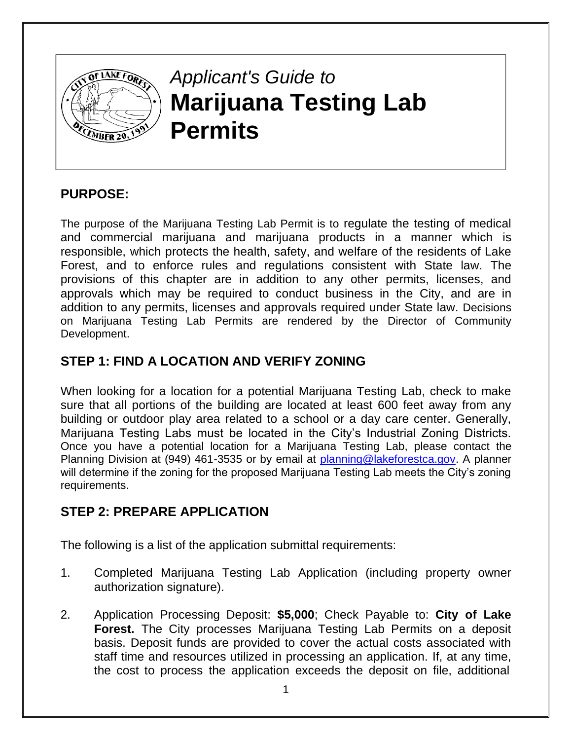*Applicant's Guide to*

# Marijuana Testing Lab Permits

## PURPOSE:

The purpose of the Marijuana Testing Lab Permit is to regulate the testing of medical and commercial marijuana and marijuana products in a manner which is responsible, which protects the health, safety, and welfare of the residents of Lake Forest, and to enforce rules and regulations consistent with State law. The provisions of this chapter are in addition to any other permits, licenses, and approvals which may be required to conduct business in the City, and are in addition to any permits, licenses and approvals required under State law. Decisions on Marijuana Testing Lab Permits are rendered by the Director of Community Development.

## STEP 1: FIND A LOCATION AND VERIFY ZONING

When looking for a location for a potential Marijuana Testing Lab, check to make sure that all portions of the building are located at least 600 feet away from any building or outdoor play area related to a school or a day care center. Generally, Marijuana Testing Labs must be located in the City's Industrial Zoning Districts. Once you have a potential location for a Marijuana Testing Lab, please contact the Planning Division at (949) 461-3535 or by email at planning@lakeforestca.gov. A planner will determine if the zoning for the proposed Marijuana Testing Lab meets the City's zoning requirements.

## STEP 2: PREPARE APPLICATION

The following is a list of the application submittal requirements:

1. Completed Marijuana Testing Lab Application (including property owner authorization signature).

2. Application Processing Deposit: **$5,000**; Check Payable to: **City of Lake Forest.** The City processes Marijuana Testing Lab Permits on a deposit basis. Deposit funds are provided to cover the actual costs associated with staff time and resources utilized in processing an application. If, at any time, the cost to process the application exceeds the deposit on file, additional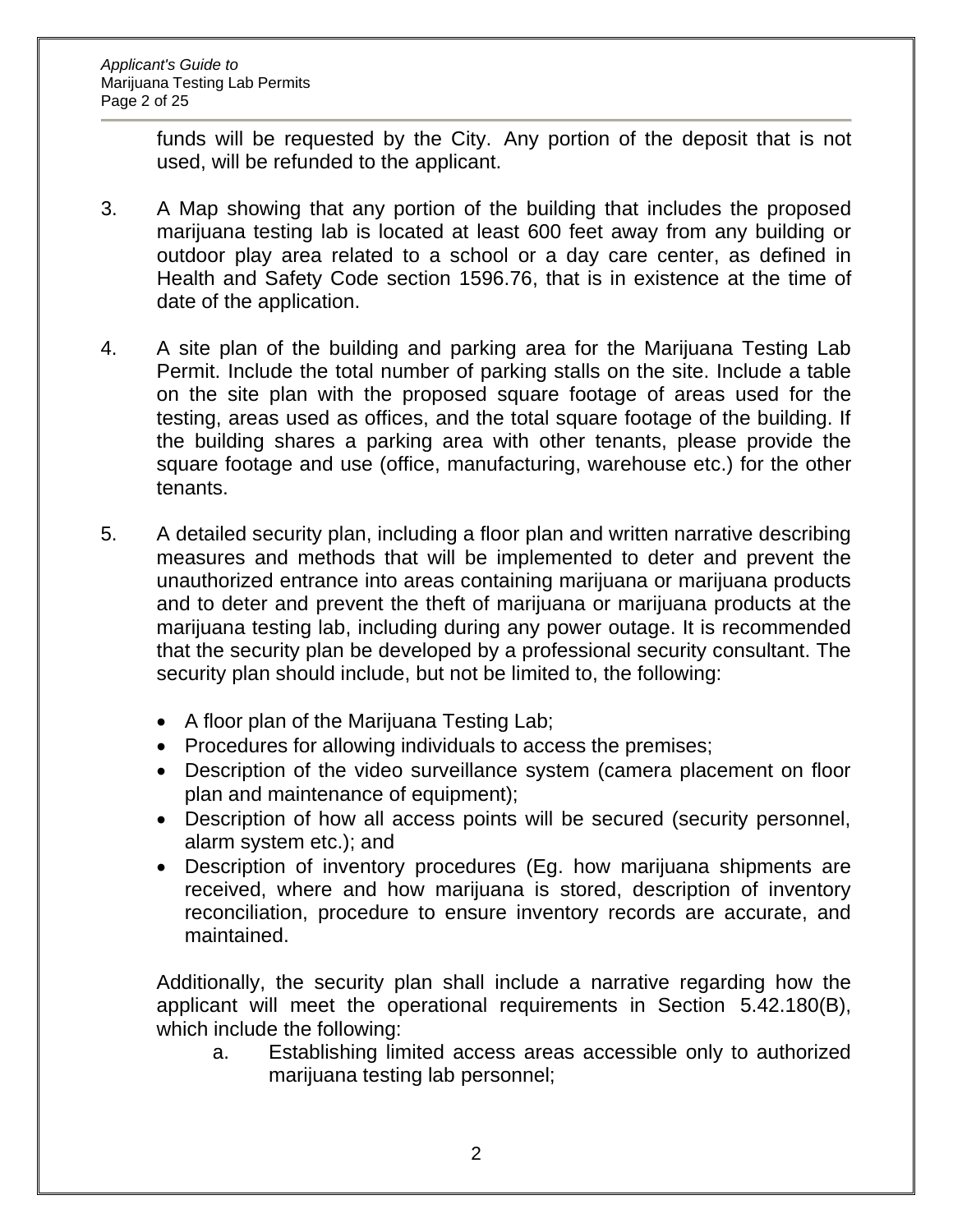funds will be requested by the City. Any portion of the deposit that is not used, will be refunded to the applicant.

3. A Map showing that any portion of the building that includes the proposed marijuana testing lab is located at least 600 feet away from any building or outdoor play area related to a school or a day care center, as defined in Health and Safety Code section 1596.76, that is in existence at the time of date of the application.

4. A site plan of the building and parking area for the Marijuana Testing Lab Permit. Include the total number of parking stalls on the site. Include a table on the site plan with the proposed square footage of areas used for the testing, areas used as offices, and the total square footage of the building. If the building shares a parking area with other tenants, please provide the square footage and use (office, manufacturing, warehouse etc.) for the other tenants.

5. A detailed security plan, including a floor plan and written narrative describing measures and methods that will be implemented to deter and prevent the unauthorized entrance into areas containing marijuana or marijuana products and to deter and prevent the theft of marijuana or marijuana products at the marijuana testing lab, including during any power outage. It is recommended that the security plan be developed by a professional security consultant. The security plan should include, but not be limited to, the following:

   - A floor plan of the Marijuana Testing Lab;
   - Procedures for allowing individuals to access the premises;
   - Description of the video surveillance system (camera placement on floor plan and maintenance of equipment);
   - Description of how all access points will be secured (security personnel, alarm system etc.); and
   - Description of inventory procedures (Eg. how marijuana shipments are received, where and how marijuana is stored, description of inventory reconciliation, procedure to ensure inventory records are accurate, and maintained.

   Additionally, the security plan shall include a narrative regarding how the applicant will meet the operational requirements in Section 5.42.180(B), which include the following:

   a. Establishing limited access areas accessible only to authorized marijuana testing lab personnel;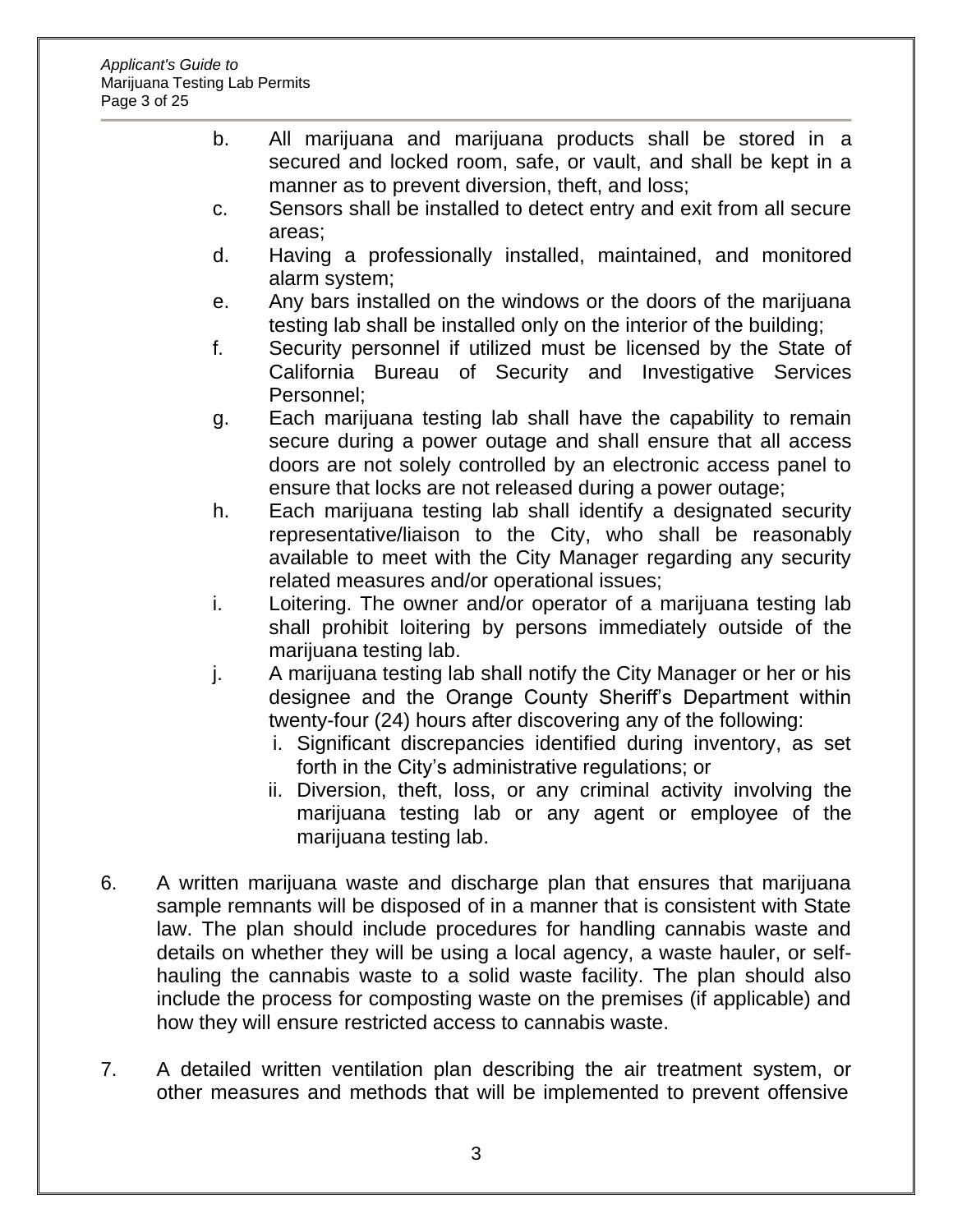b. All marijuana and marijuana products shall be stored in a secured and locked room, safe, or vault, and shall be kept in a manner as to prevent diversion, theft, and loss;

c. Sensors shall be installed to detect entry and exit from all secure areas;

d. Having a professionally installed, maintained, and monitored alarm system;

e. Any bars installed on the windows or the doors of the marijuana testing lab shall be installed only on the interior of the building;

f. Security personnel if utilized must be licensed by the State of California Bureau of Security and Investigative Services Personnel;

g. Each marijuana testing lab shall have the capability to remain secure during a power outage and shall ensure that all access doors are not solely controlled by an electronic access panel to ensure that locks are not released during a power outage;

h. Each marijuana testing lab shall identify a designated security representative/liaison to the City, who shall be reasonably available to meet with the City Manager regarding any security related measures and/or operational issues;

i. Loitering. The owner and/or operator of a marijuana testing lab shall prohibit loitering by persons immediately outside of the marijuana testing lab.

j. A marijuana testing lab shall notify the City Manager or her or his designee and the Orange County Sheriff's Department within twenty-four (24) hours after discovering any of the following:

   i. Significant discrepancies identified during inventory, as set forth in the City's administrative regulations; or

   ii. Diversion, theft, loss, or any criminal activity involving the marijuana testing lab or any agent or employee of the marijuana testing lab.

6. A written marijuana waste and discharge plan that ensures that marijuana sample remnants will be disposed of in a manner that is consistent with State law. The plan should include procedures for handling cannabis waste and details on whether they will be using a local agency, a waste hauler, or self-hauling the cannabis waste to a solid waste facility. The plan should also include the process for composting waste on the premises (if applicable) and how they will ensure restricted access to cannabis waste.

7. A detailed written ventilation plan describing the air treatment system, or other measures and methods that will be implemented to prevent offensive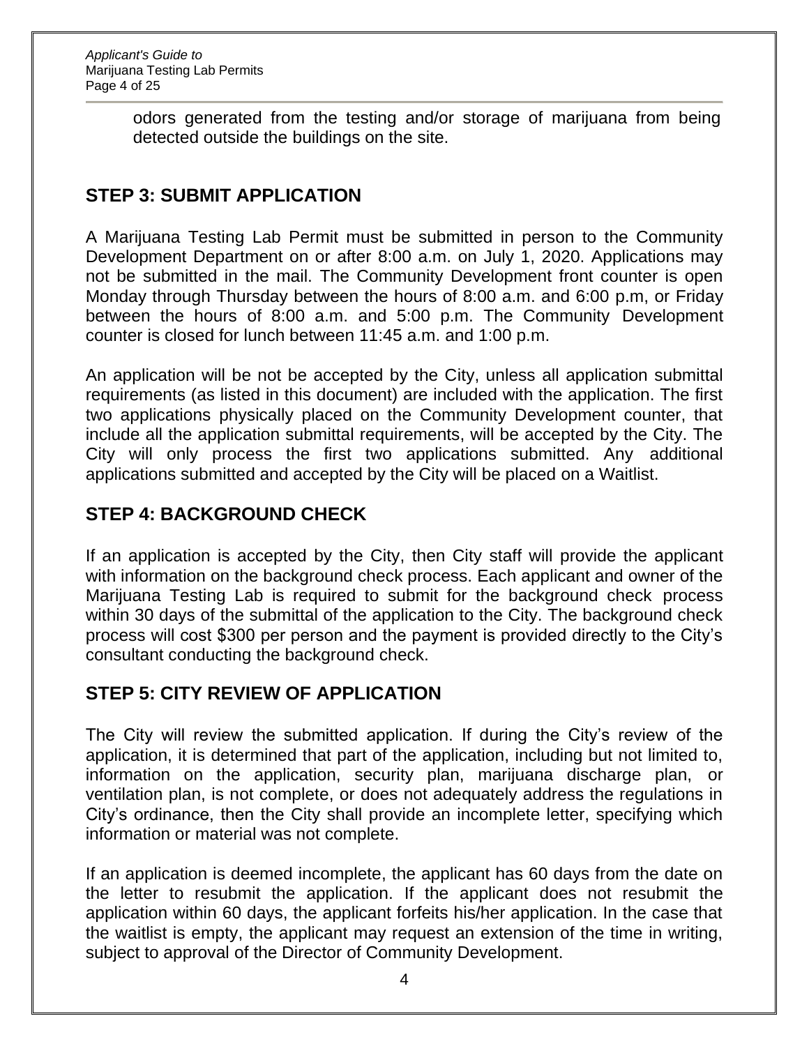odors generated from the testing and/or storage of marijuana from being detected outside the buildings on the site.

## STEP 3: SUBMIT APPLICATION

A Marijuana Testing Lab Permit must be submitted in person to the Community Development Department on or after 8:00 a.m. on July 1, 2020. Applications may not be submitted in the mail. The Community Development front counter is open Monday through Thursday between the hours of 8:00 a.m. and 6:00 p.m, or Friday between the hours of 8:00 a.m. and 5:00 p.m. The Community Development counter is closed for lunch between 11:45 a.m. and 1:00 p.m.

An application will be not be accepted by the City, unless all application submittal requirements (as listed in this document) are included with the application. The first two applications physically placed on the Community Development counter, that include all the application submittal requirements, will be accepted by the City. The City will only process the first two applications submitted. Any additional applications submitted and accepted by the City will be placed on a Waitlist.

## STEP 4: BACKGROUND CHECK

If an application is accepted by the City, then City staff will provide the applicant with information on the background check process. Each applicant and owner of the Marijuana Testing Lab is required to submit for the background check process within 30 days of the submittal of the application to the City. The background check process will cost $300 per person and the payment is provided directly to the City's consultant conducting the background check.

## STEP 5: CITY REVIEW OF APPLICATION

The City will review the submitted application. If during the City's review of the application, it is determined that part of the application, including but not limited to, information on the application, security plan, marijuana discharge plan, or ventilation plan, is not complete, or does not adequately address the regulations in City's ordinance, then the City shall provide an incomplete letter, specifying which information or material was not complete.

If an application is deemed incomplete, the applicant has 60 days from the date on the letter to resubmit the application. If the applicant does not resubmit the application within 60 days, the applicant forfeits his/her application. In the case that the waitlist is empty, the applicant may request an extension of the time in writing, subject to approval of the Director of Community Development.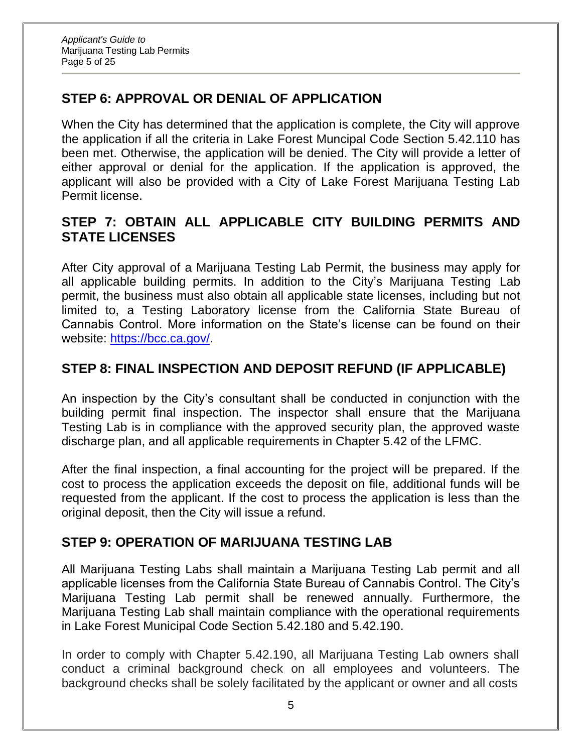## STEP 6: APPROVAL OR DENIAL OF APPLICATION

When the City has determined that the application is complete, the City will approve the application if all the criteria in Lake Forest Muncipal Code Section 5.42.110 has been met. Otherwise, the application will be denied. The City will provide a letter of either approval or denial for the application. If the application is approved, the applicant will also be provided with a City of Lake Forest Marijuana Testing Lab Permit license.

## STEP 7: OBTAIN ALL APPLICABLE CITY BUILDING PERMITS AND STATE LICENSES

After City approval of a Marijuana Testing Lab Permit, the business may apply for all applicable building permits. In addition to the City's Marijuana Testing Lab permit, the business must also obtain all applicable state licenses, including but not limited to, a Testing Laboratory license from the California State Bureau of Cannabis Control. More information on the State's license can be found on their website: https://bcc.ca.gov/.

## STEP 8: FINAL INSPECTION AND DEPOSIT REFUND (IF APPLICABLE)

An inspection by the City's consultant shall be conducted in conjunction with the building permit final inspection. The inspector shall ensure that the Marijuana Testing Lab is in compliance with the approved security plan, the approved waste discharge plan, and all applicable requirements in Chapter 5.42 of the LFMC.

After the final inspection, a final accounting for the project will be prepared. If the cost to process the application exceeds the deposit on file, additional funds will be requested from the applicant. If the cost to process the application is less than the original deposit, then the City will issue a refund.

## STEP 9: OPERATION OF MARIJUANA TESTING LAB

All Marijuana Testing Labs shall maintain a Marijuana Testing Lab permit and all applicable licenses from the California State Bureau of Cannabis Control. The City's Marijuana Testing Lab permit shall be renewed annually. Furthermore, the Marijuana Testing Lab shall maintain compliance with the operational requirements in Lake Forest Municipal Code Section 5.42.180 and 5.42.190.

In order to comply with Chapter 5.42.190, all Marijuana Testing Lab owners shall conduct a criminal background check on all employees and volunteers. The background checks shall be solely facilitated by the applicant or owner and all costs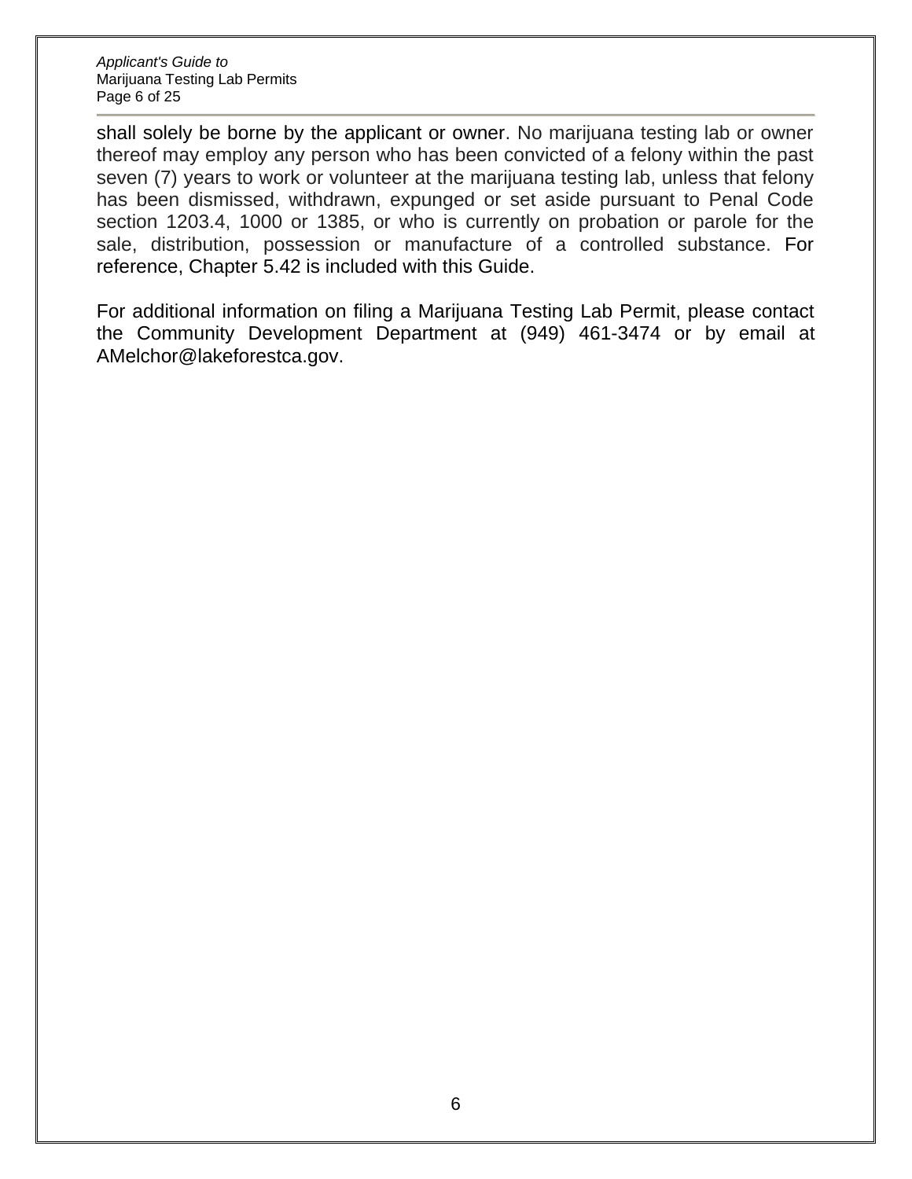shall solely be borne by the applicant or owner. No marijuana testing lab or owner thereof may employ any person who has been convicted of a felony within the past seven (7) years to work or volunteer at the marijuana testing lab, unless that felony has been dismissed, withdrawn, expunged or set aside pursuant to Penal Code section 1203.4, 1000 or 1385, or who is currently on probation or parole for the sale, distribution, possession or manufacture of a controlled substance. For reference, Chapter 5.42 is included with this Guide.

For additional information on filing a Marijuana Testing Lab Permit, please contact the Community Development Department at (949) 461-3474 or by email at AMelchor@lakeforestca.gov.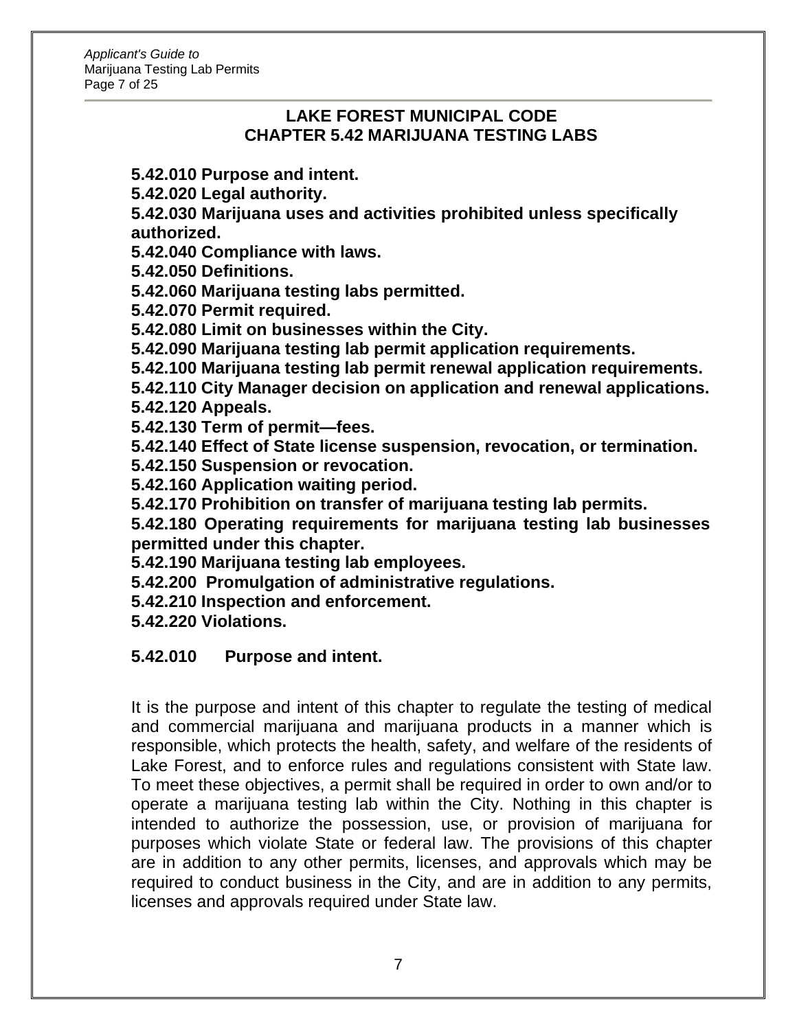# LAKE FOREST MUNICIPAL CODE
# CHAPTER 5.42 MARIJUANA TESTING LABS

**5.42.010 Purpose and intent.**
**5.42.020 Legal authority.**
**5.42.030 Marijuana uses and activities prohibited unless specifically authorized.**
**5.42.040 Compliance with laws.**
**5.42.050 Definitions.**
**5.42.060 Marijuana testing labs permitted.**
**5.42.070 Permit required.**
**5.42.080 Limit on businesses within the City.**
**5.42.090 Marijuana testing lab permit application requirements.**
**5.42.100 Marijuana testing lab permit renewal application requirements.**
**5.42.110 City Manager decision on application and renewal applications.**
**5.42.120 Appeals.**
**5.42.130 Term of permit—fees.**
**5.42.140 Effect of State license suspension, revocation, or termination.**
**5.42.150 Suspension or revocation.**
**5.42.160 Application waiting period.**
**5.42.170 Prohibition on transfer of marijuana testing lab permits.**
**5.42.180 Operating requirements for marijuana testing lab businesses permitted under this chapter.**
**5.42.190 Marijuana testing lab employees.**
**5.42.200 Promulgation of administrative regulations.**
**5.42.210 Inspection and enforcement.**
**5.42.220 Violations.**

## 5.42.010 Purpose and intent.

It is the purpose and intent of this chapter to regulate the testing of medical and commercial marijuana and marijuana products in a manner which is responsible, which protects the health, safety, and welfare of the residents of Lake Forest, and to enforce rules and regulations consistent with State law. To meet these objectives, a permit shall be required in order to own and/or to operate a marijuana testing lab within the City. Nothing in this chapter is intended to authorize the possession, use, or provision of marijuana for purposes which violate State or federal law. The provisions of this chapter are in addition to any other permits, licenses, and approvals which may be required to conduct business in the City, and are in addition to any permits, licenses and approvals required under State law.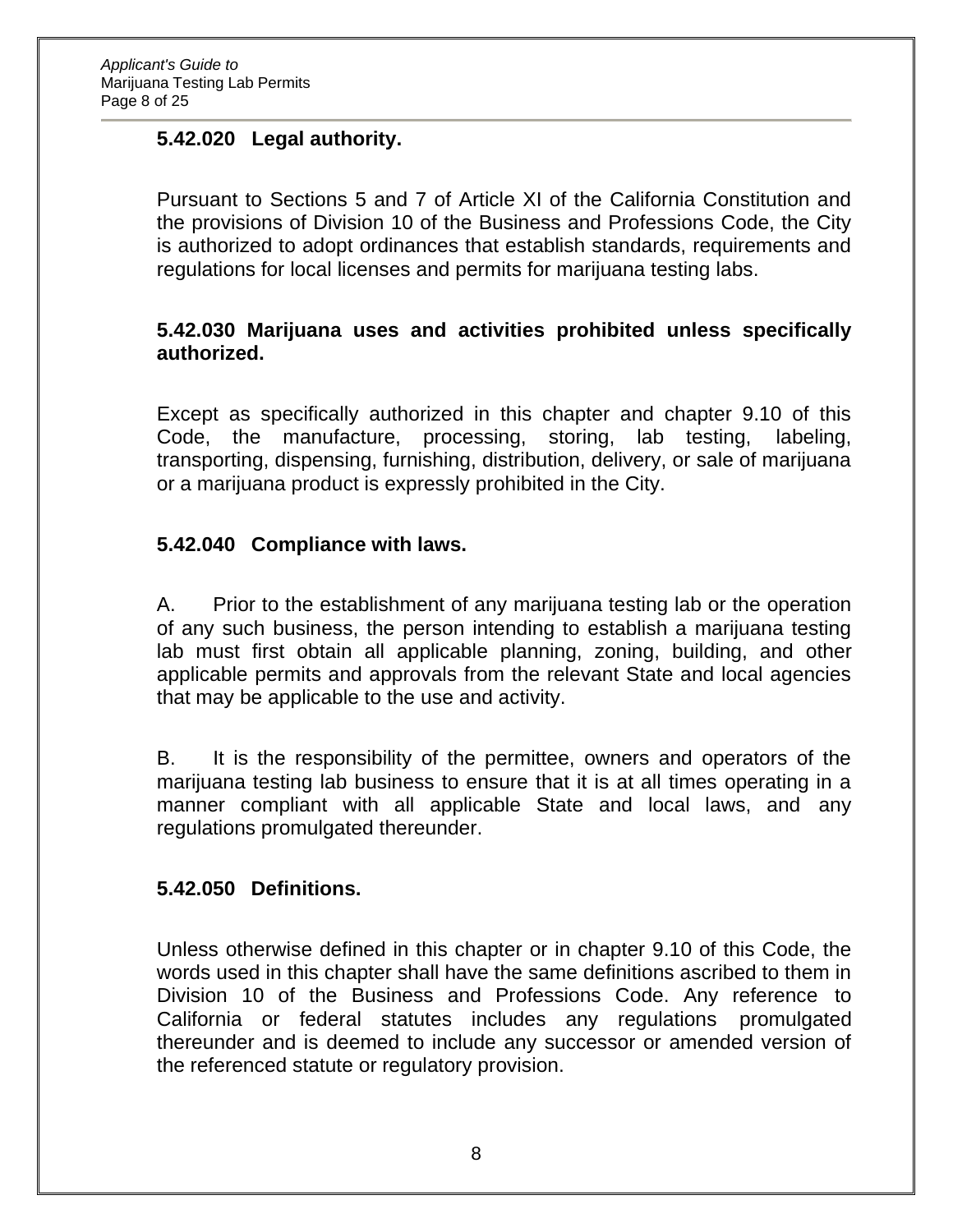### 5.42.020 Legal authority.

Pursuant to Sections 5 and 7 of Article XI of the California Constitution and the provisions of Division 10 of the Business and Professions Code, the City is authorized to adopt ordinances that establish standards, requirements and regulations for local licenses and permits for marijuana testing labs.

### 5.42.030 Marijuana uses and activities prohibited unless specifically authorized.

Except as specifically authorized in this chapter and chapter 9.10 of this Code, the manufacture, processing, storing, lab testing, labeling, transporting, dispensing, furnishing, distribution, delivery, or sale of marijuana or a marijuana product is expressly prohibited in the City.

### 5.42.040 Compliance with laws.

A. Prior to the establishment of any marijuana testing lab or the operation of any such business, the person intending to establish a marijuana testing lab must first obtain all applicable planning, zoning, building, and other applicable permits and approvals from the relevant State and local agencies that may be applicable to the use and activity.

B. It is the responsibility of the permittee, owners and operators of the marijuana testing lab business to ensure that it is at all times operating in a manner compliant with all applicable State and local laws, and any regulations promulgated thereunder.

### 5.42.050 Definitions.

Unless otherwise defined in this chapter or in chapter 9.10 of this Code, the words used in this chapter shall have the same definitions ascribed to them in Division 10 of the Business and Professions Code. Any reference to California or federal statutes includes any regulations promulgated thereunder and is deemed to include any successor or amended version of the referenced statute or regulatory provision.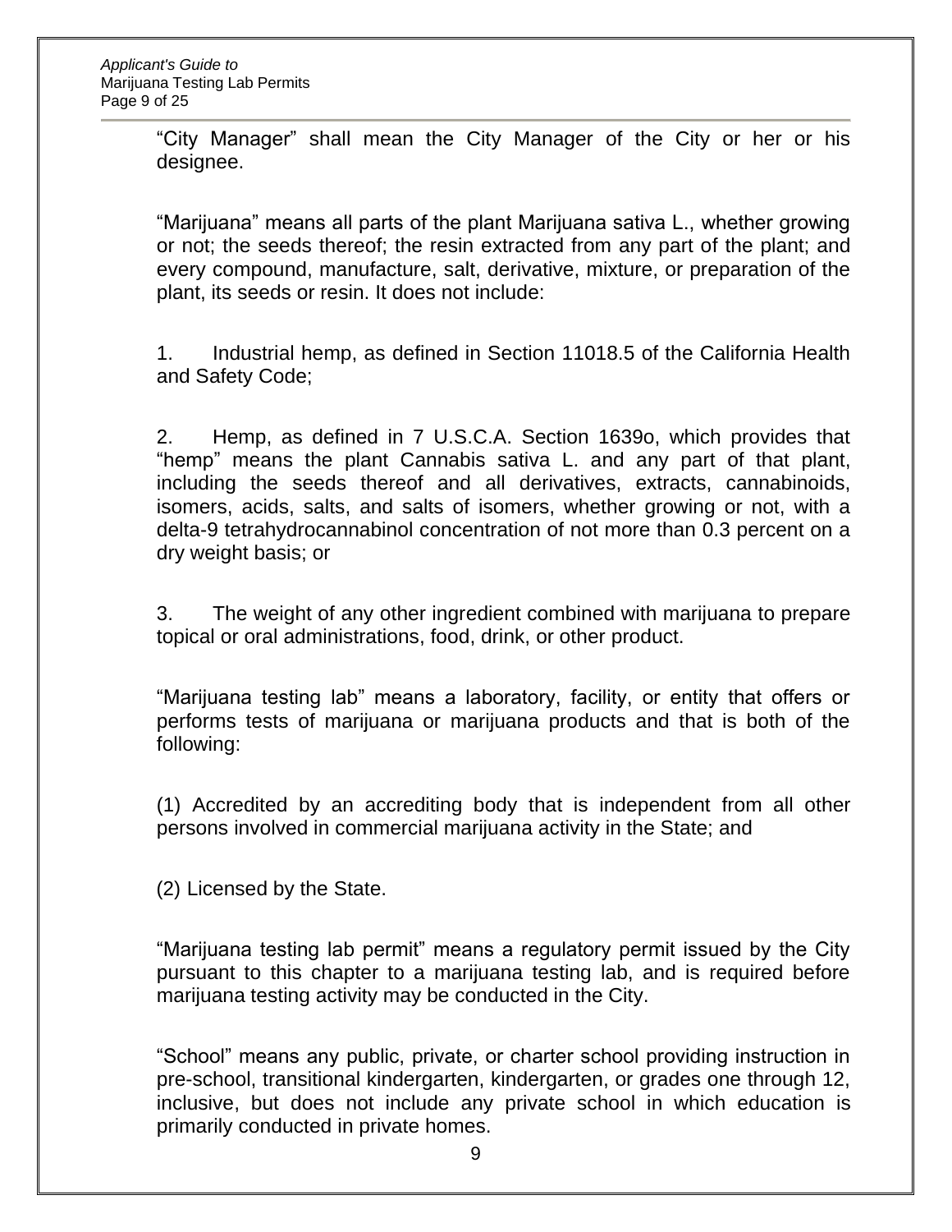"City Manager" shall mean the City Manager of the City or her or his designee.

"Marijuana" means all parts of the plant Marijuana sativa L., whether growing or not; the seeds thereof; the resin extracted from any part of the plant; and every compound, manufacture, salt, derivative, mixture, or preparation of the plant, its seeds or resin. It does not include:

1. Industrial hemp, as defined in Section 11018.5 of the California Health and Safety Code;

2. Hemp, as defined in 7 U.S.C.A. Section 1639o, which provides that "hemp" means the plant Cannabis sativa L. and any part of that plant, including the seeds thereof and all derivatives, extracts, cannabinoids, isomers, acids, salts, and salts of isomers, whether growing or not, with a delta-9 tetrahydrocannabinol concentration of not more than 0.3 percent on a dry weight basis; or

3. The weight of any other ingredient combined with marijuana to prepare topical or oral administrations, food, drink, or other product.

"Marijuana testing lab" means a laboratory, facility, or entity that offers or performs tests of marijuana or marijuana products and that is both of the following:

(1) Accredited by an accrediting body that is independent from all other persons involved in commercial marijuana activity in the State; and

(2) Licensed by the State.

"Marijuana testing lab permit" means a regulatory permit issued by the City pursuant to this chapter to a marijuana testing lab, and is required before marijuana testing activity may be conducted in the City.

"School" means any public, private, or charter school providing instruction in pre-school, transitional kindergarten, kindergarten, or grades one through 12, inclusive, but does not include any private school in which education is primarily conducted in private homes.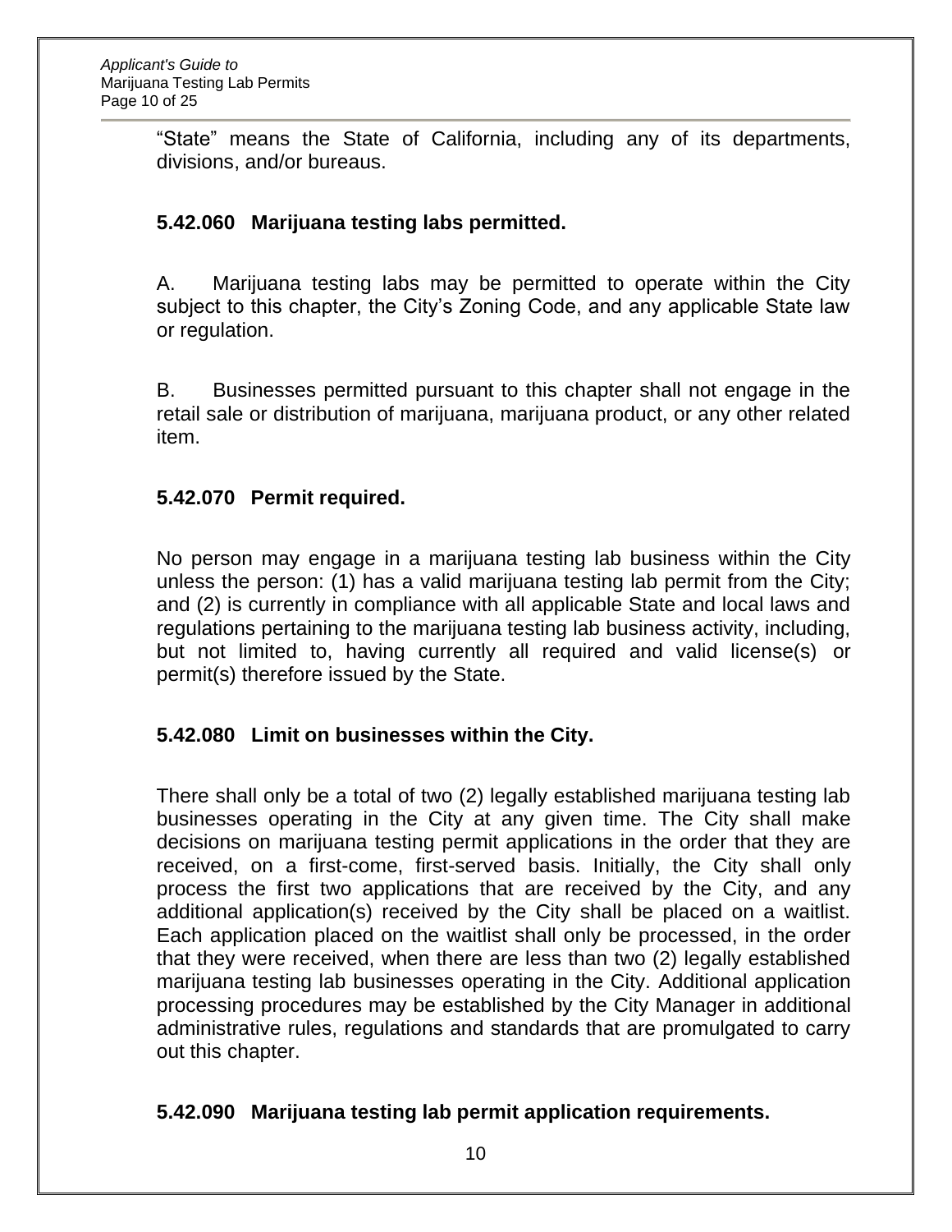"State" means the State of California, including any of its departments, divisions, and/or bureaus.

### 5.42.060 Marijuana testing labs permitted.

A. Marijuana testing labs may be permitted to operate within the City subject to this chapter, the City's Zoning Code, and any applicable State law or regulation.

B. Businesses permitted pursuant to this chapter shall not engage in the retail sale or distribution of marijuana, marijuana product, or any other related item.

### 5.42.070 Permit required.

No person may engage in a marijuana testing lab business within the City unless the person: (1) has a valid marijuana testing lab permit from the City; and (2) is currently in compliance with all applicable State and local laws and regulations pertaining to the marijuana testing lab business activity, including, but not limited to, having currently all required and valid license(s) or permit(s) therefore issued by the State.

### 5.42.080 Limit on businesses within the City.

There shall only be a total of two (2) legally established marijuana testing lab businesses operating in the City at any given time. The City shall make decisions on marijuana testing permit applications in the order that they are received, on a first-come, first-served basis. Initially, the City shall only process the first two applications that are received by the City, and any additional application(s) received by the City shall be placed on a waitlist. Each application placed on the waitlist shall only be processed, in the order that they were received, when there are less than two (2) legally established marijuana testing lab businesses operating in the City. Additional application processing procedures may be established by the City Manager in additional administrative rules, regulations and standards that are promulgated to carry out this chapter.

### 5.42.090 Marijuana testing lab permit application requirements.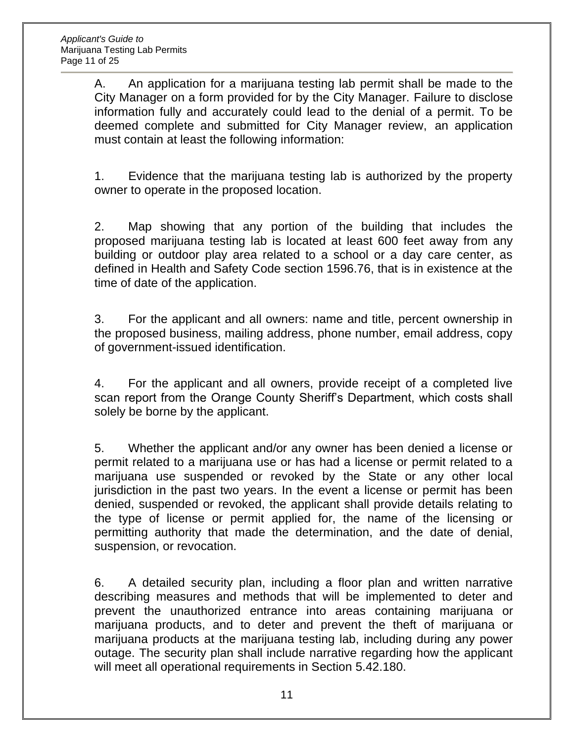A. An application for a marijuana testing lab permit shall be made to the City Manager on a form provided for by the City Manager. Failure to disclose information fully and accurately could lead to the denial of a permit. To be deemed complete and submitted for City Manager review, an application must contain at least the following information:

1. Evidence that the marijuana testing lab is authorized by the property owner to operate in the proposed location.

2. Map showing that any portion of the building that includes the proposed marijuana testing lab is located at least 600 feet away from any building or outdoor play area related to a school or a day care center, as defined in Health and Safety Code section 1596.76, that is in existence at the time of date of the application.

3. For the applicant and all owners: name and title, percent ownership in the proposed business, mailing address, phone number, email address, copy of government-issued identification.

4. For the applicant and all owners, provide receipt of a completed live scan report from the Orange County Sheriff's Department, which costs shall solely be borne by the applicant.

5. Whether the applicant and/or any owner has been denied a license or permit related to a marijuana use or has had a license or permit related to a marijuana use suspended or revoked by the State or any other local jurisdiction in the past two years. In the event a license or permit has been denied, suspended or revoked, the applicant shall provide details relating to the type of license or permit applied for, the name of the licensing or permitting authority that made the determination, and the date of denial, suspension, or revocation.

6. A detailed security plan, including a floor plan and written narrative describing measures and methods that will be implemented to deter and prevent the unauthorized entrance into areas containing marijuana or marijuana products, and to deter and prevent the theft of marijuana or marijuana products at the marijuana testing lab, including during any power outage. The security plan shall include narrative regarding how the applicant will meet all operational requirements in Section 5.42.180.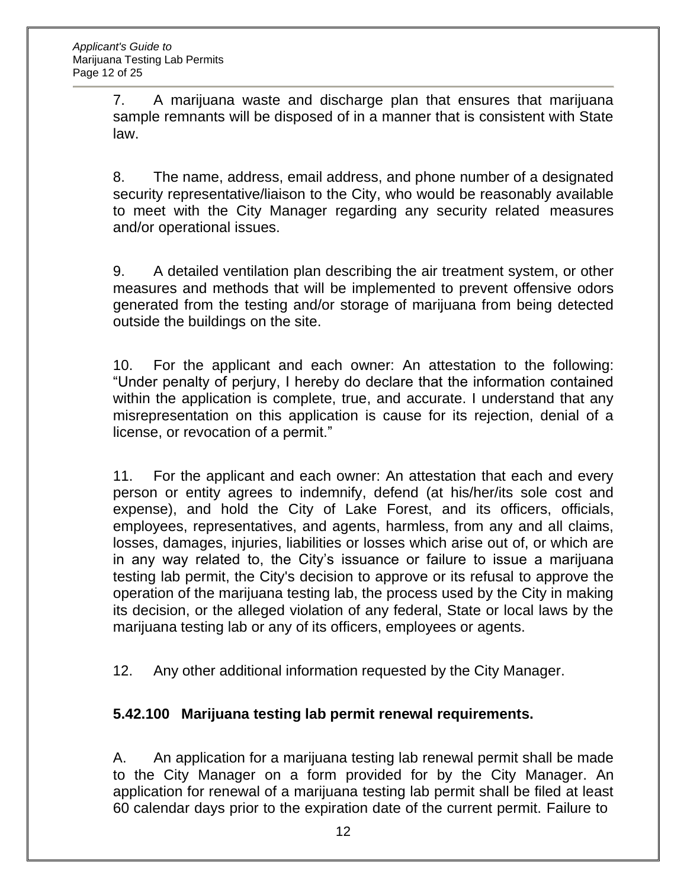7. A marijuana waste and discharge plan that ensures that marijuana sample remnants will be disposed of in a manner that is consistent with State law.

8. The name, address, email address, and phone number of a designated security representative/liaison to the City, who would be reasonably available to meet with the City Manager regarding any security related measures and/or operational issues.

9. A detailed ventilation plan describing the air treatment system, or other measures and methods that will be implemented to prevent offensive odors generated from the testing and/or storage of marijuana from being detected outside the buildings on the site.

10. For the applicant and each owner: An attestation to the following: "Under penalty of perjury, I hereby do declare that the information contained within the application is complete, true, and accurate. I understand that any misrepresentation on this application is cause for its rejection, denial of a license, or revocation of a permit."

11. For the applicant and each owner: An attestation that each and every person or entity agrees to indemnify, defend (at his/her/its sole cost and expense), and hold the City of Lake Forest, and its officers, officials, employees, representatives, and agents, harmless, from any and all claims, losses, damages, injuries, liabilities or losses which arise out of, or which are in any way related to, the City's issuance or failure to issue a marijuana testing lab permit, the City's decision to approve or its refusal to approve the operation of the marijuana testing lab, the process used by the City in making its decision, or the alleged violation of any federal, State or local laws by the marijuana testing lab or any of its officers, employees or agents.

12. Any other additional information requested by the City Manager.

**5.42.100 Marijuana testing lab permit renewal requirements.**

A. An application for a marijuana testing lab renewal permit shall be made to the City Manager on a form provided for by the City Manager. An application for renewal of a marijuana testing lab permit shall be filed at least 60 calendar days prior to the expiration date of the current permit. Failure to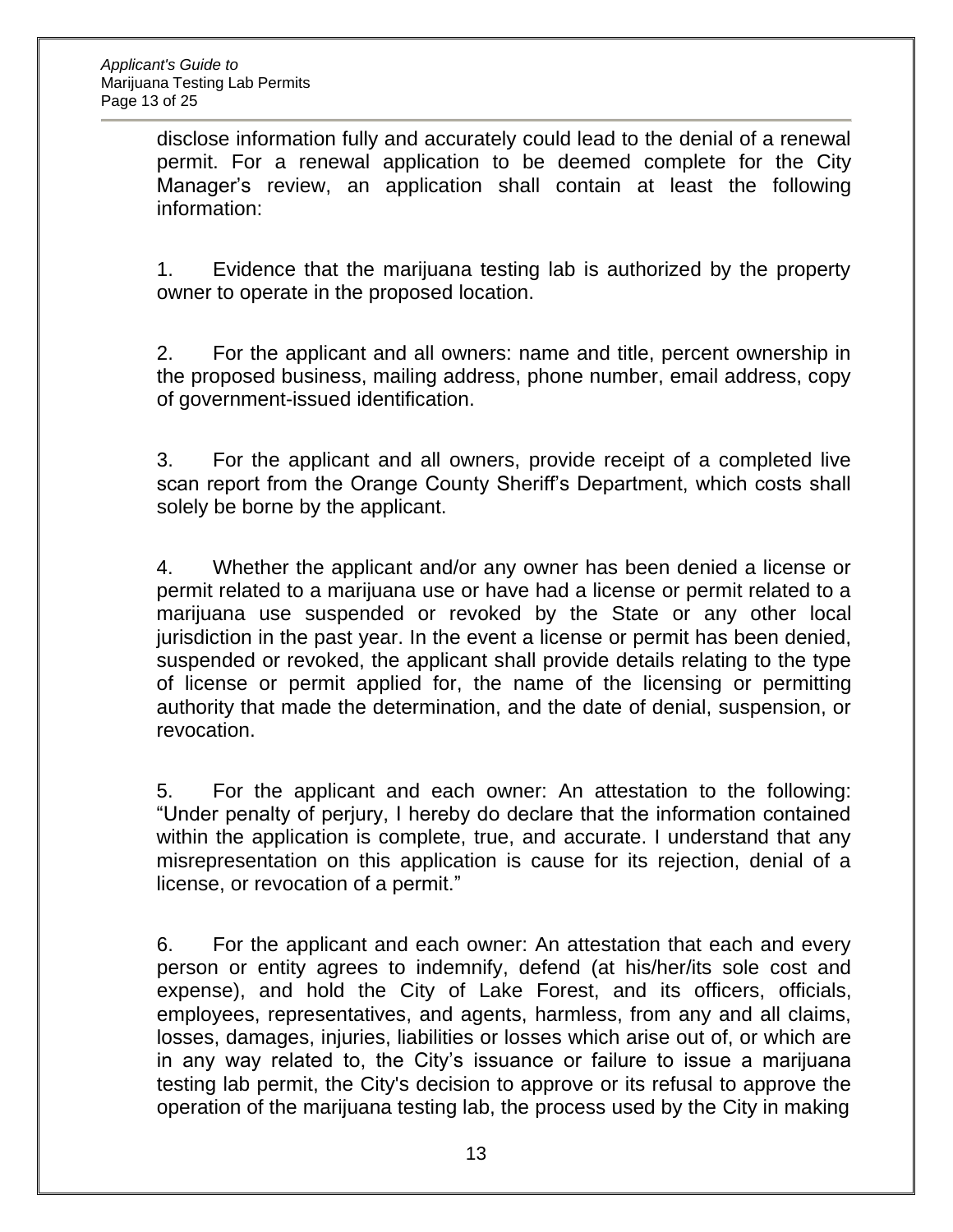disclose information fully and accurately could lead to the denial of a renewal permit. For a renewal application to be deemed complete for the City Manager's review, an application shall contain at least the following information:

1. Evidence that the marijuana testing lab is authorized by the property owner to operate in the proposed location.

2. For the applicant and all owners: name and title, percent ownership in the proposed business, mailing address, phone number, email address, copy of government-issued identification.

3. For the applicant and all owners, provide receipt of a completed live scan report from the Orange County Sheriff's Department, which costs shall solely be borne by the applicant.

4. Whether the applicant and/or any owner has been denied a license or permit related to a marijuana use or have had a license or permit related to a marijuana use suspended or revoked by the State or any other local jurisdiction in the past year. In the event a license or permit has been denied, suspended or revoked, the applicant shall provide details relating to the type of license or permit applied for, the name of the licensing or permitting authority that made the determination, and the date of denial, suspension, or revocation.

5. For the applicant and each owner: An attestation to the following: "Under penalty of perjury, I hereby do declare that the information contained within the application is complete, true, and accurate. I understand that any misrepresentation on this application is cause for its rejection, denial of a license, or revocation of a permit."

6. For the applicant and each owner: An attestation that each and every person or entity agrees to indemnify, defend (at his/her/its sole cost and expense), and hold the City of Lake Forest, and its officers, officials, employees, representatives, and agents, harmless, from any and all claims, losses, damages, injuries, liabilities or losses which arise out of, or which are in any way related to, the City's issuance or failure to issue a marijuana testing lab permit, the City's decision to approve or its refusal to approve the operation of the marijuana testing lab, the process used by the City in making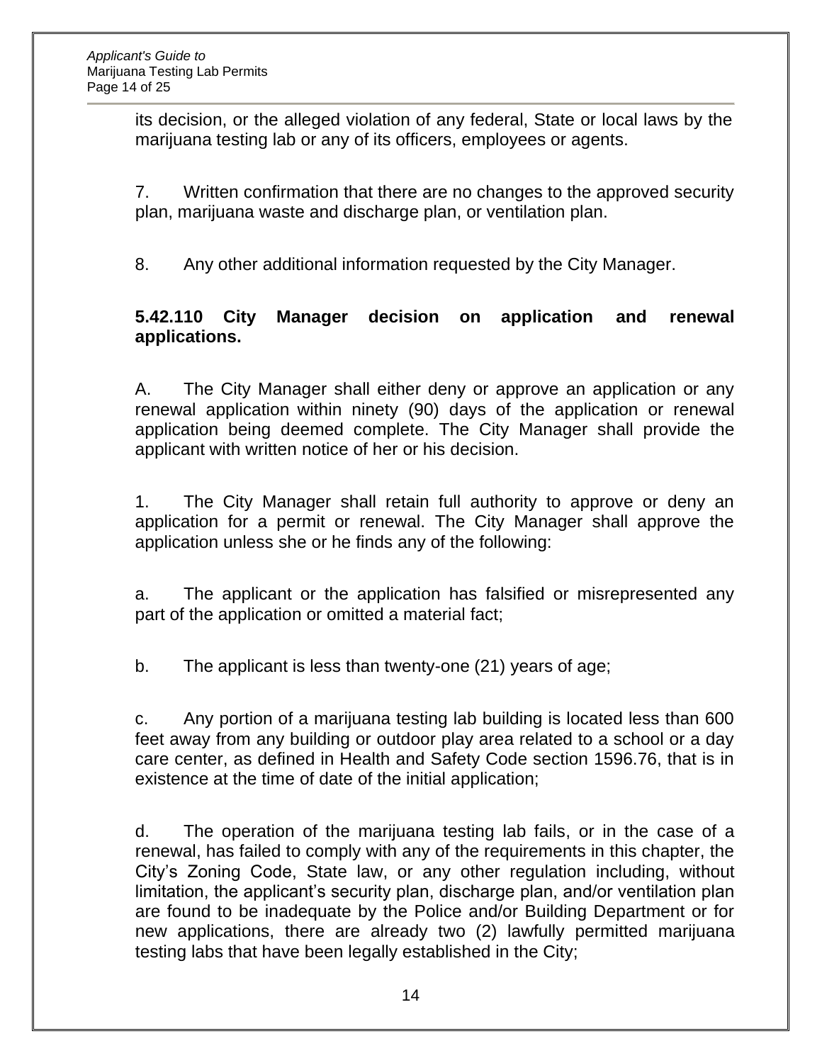its decision, or the alleged violation of any federal, State or local laws by the marijuana testing lab or any of its officers, employees or agents.

7. Written confirmation that there are no changes to the approved security plan, marijuana waste and discharge plan, or ventilation plan.

8. Any other additional information requested by the City Manager.

**5.42.110 City Manager decision on application and renewal applications.**

A. The City Manager shall either deny or approve an application or any renewal application within ninety (90) days of the application or renewal application being deemed complete. The City Manager shall provide the applicant with written notice of her or his decision.

1. The City Manager shall retain full authority to approve or deny an application for a permit or renewal. The City Manager shall approve the application unless she or he finds any of the following:

a. The applicant or the application has falsified or misrepresented any part of the application or omitted a material fact;

b. The applicant is less than twenty-one (21) years of age;

c. Any portion of a marijuana testing lab building is located less than 600 feet away from any building or outdoor play area related to a school or a day care center, as defined in Health and Safety Code section 1596.76, that is in existence at the time of date of the initial application;

d. The operation of the marijuana testing lab fails, or in the case of a renewal, has failed to comply with any of the requirements in this chapter, the City's Zoning Code, State law, or any other regulation including, without limitation, the applicant's security plan, discharge plan, and/or ventilation plan are found to be inadequate by the Police and/or Building Department or for new applications, there are already two (2) lawfully permitted marijuana testing labs that have been legally established in the City;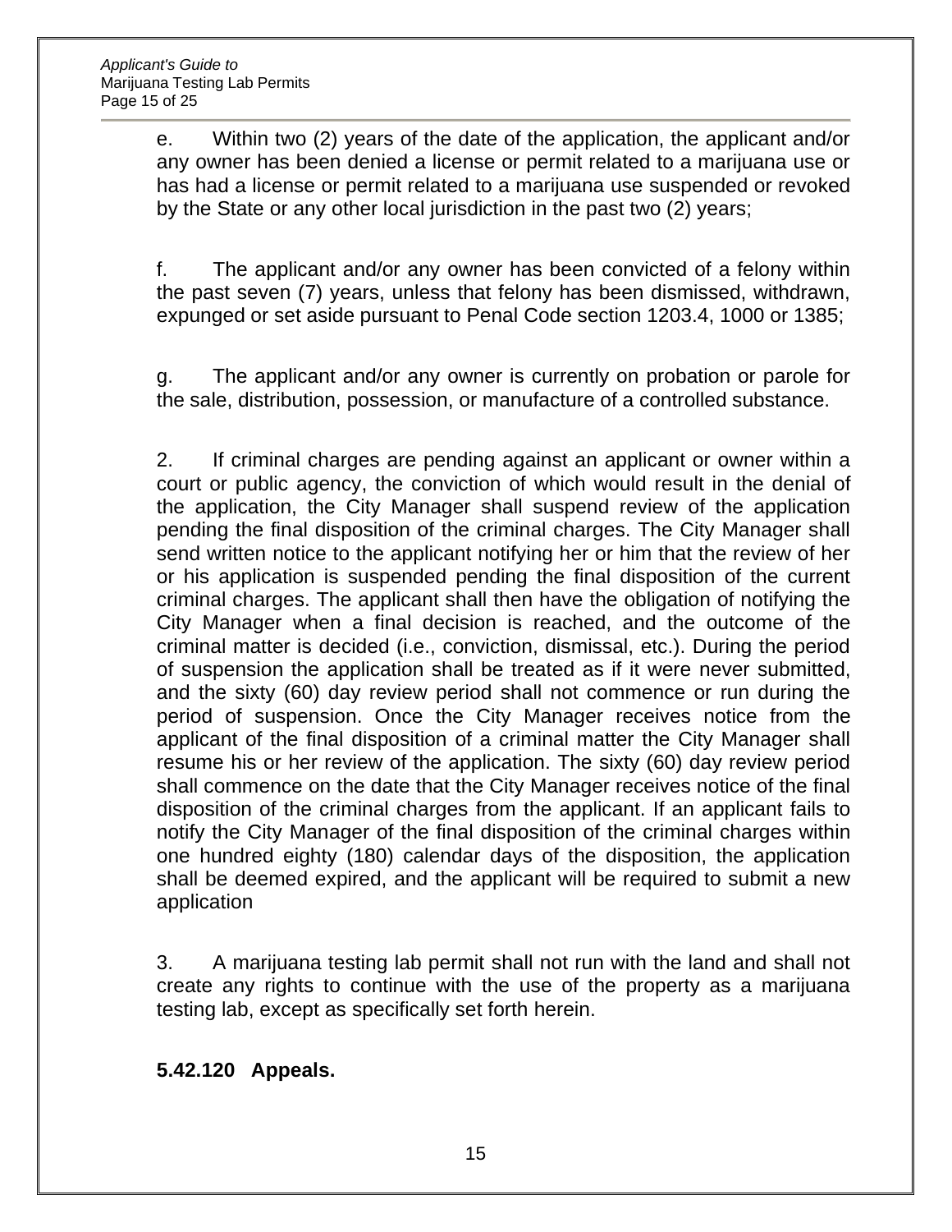e. Within two (2) years of the date of the application, the applicant and/or any owner has been denied a license or permit related to a marijuana use or has had a license or permit related to a marijuana use suspended or revoked by the State or any other local jurisdiction in the past two (2) years;

f. The applicant and/or any owner has been convicted of a felony within the past seven (7) years, unless that felony has been dismissed, withdrawn, expunged or set aside pursuant to Penal Code section 1203.4, 1000 or 1385;

g. The applicant and/or any owner is currently on probation or parole for the sale, distribution, possession, or manufacture of a controlled substance.

2. If criminal charges are pending against an applicant or owner within a court or public agency, the conviction of which would result in the denial of the application, the City Manager shall suspend review of the application pending the final disposition of the criminal charges. The City Manager shall send written notice to the applicant notifying her or him that the review of her or his application is suspended pending the final disposition of the current criminal charges. The applicant shall then have the obligation of notifying the City Manager when a final decision is reached, and the outcome of the criminal matter is decided (i.e., conviction, dismissal, etc.). During the period of suspension the application shall be treated as if it were never submitted, and the sixty (60) day review period shall not commence or run during the period of suspension. Once the City Manager receives notice from the applicant of the final disposition of a criminal matter the City Manager shall resume his or her review of the application. The sixty (60) day review period shall commence on the date that the City Manager receives notice of the final disposition of the criminal charges from the applicant. If an applicant fails to notify the City Manager of the final disposition of the criminal charges within one hundred eighty (180) calendar days of the disposition, the application shall be deemed expired, and the applicant will be required to submit a new application

3. A marijuana testing lab permit shall not run with the land and shall not create any rights to continue with the use of the property as a marijuana testing lab, except as specifically set forth herein.

**5.42.120 Appeals.**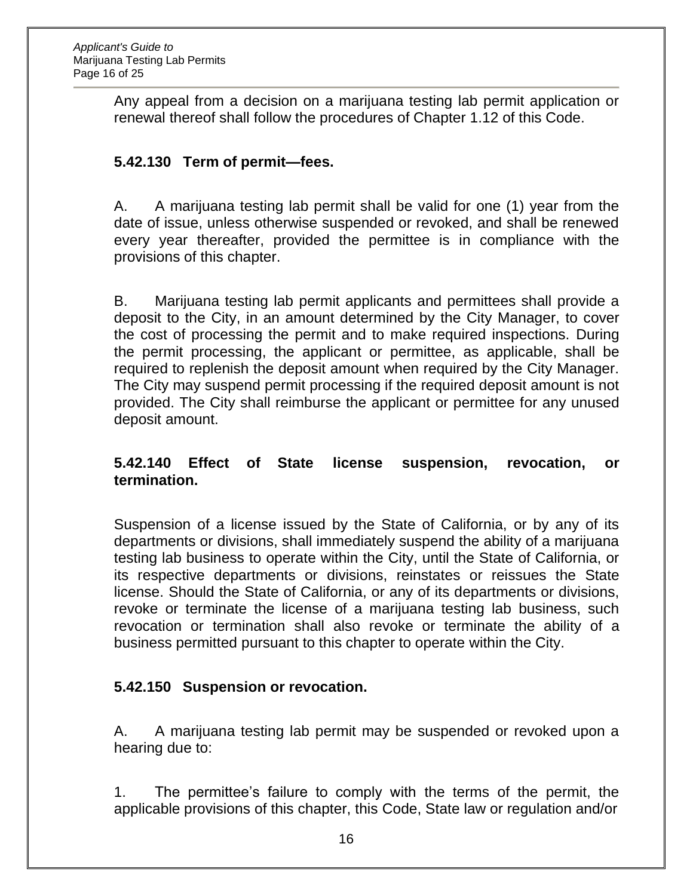Any appeal from a decision on a marijuana testing lab permit application or renewal thereof shall follow the procedures of Chapter 1.12 of this Code.

**5.42.130 Term of permit—fees.**

A. A marijuana testing lab permit shall be valid for one (1) year from the date of issue, unless otherwise suspended or revoked, and shall be renewed every year thereafter, provided the permittee is in compliance with the provisions of this chapter.

B. Marijuana testing lab permit applicants and permittees shall provide a deposit to the City, in an amount determined by the City Manager, to cover the cost of processing the permit and to make required inspections. During the permit processing, the applicant or permittee, as applicable, shall be required to replenish the deposit amount when required by the City Manager. The City may suspend permit processing if the required deposit amount is not provided. The City shall reimburse the applicant or permittee for any unused deposit amount.

**5.42.140 Effect of State license suspension, revocation, or termination.**

Suspension of a license issued by the State of California, or by any of its departments or divisions, shall immediately suspend the ability of a marijuana testing lab business to operate within the City, until the State of California, or its respective departments or divisions, reinstates or reissues the State license. Should the State of California, or any of its departments or divisions, revoke or terminate the license of a marijuana testing lab business, such revocation or termination shall also revoke or terminate the ability of a business permitted pursuant to this chapter to operate within the City.

**5.42.150 Suspension or revocation.**

A. A marijuana testing lab permit may be suspended or revoked upon a hearing due to:

1. The permittee's failure to comply with the terms of the permit, the applicable provisions of this chapter, this Code, State law or regulation and/or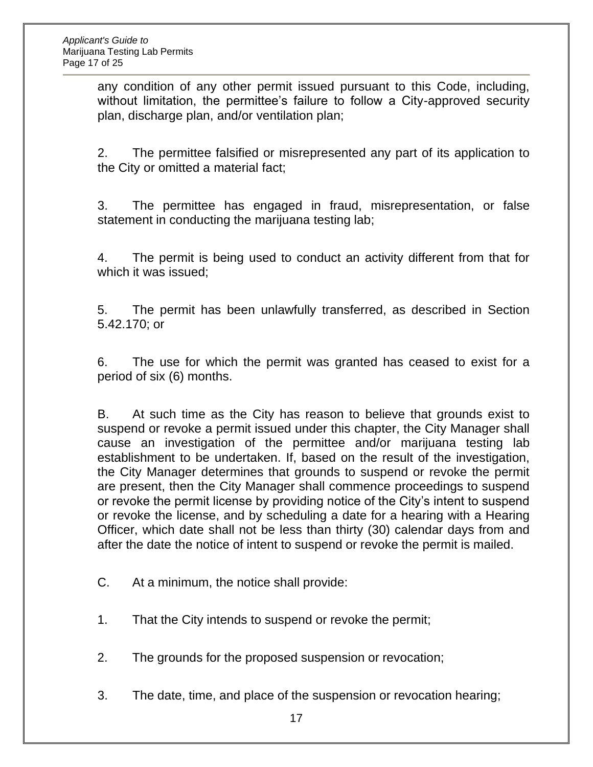any condition of any other permit issued pursuant to this Code, including, without limitation, the permittee's failure to follow a City-approved security plan, discharge plan, and/or ventilation plan;

2. The permittee falsified or misrepresented any part of its application to the City or omitted a material fact;

3. The permittee has engaged in fraud, misrepresentation, or false statement in conducting the marijuana testing lab;

4. The permit is being used to conduct an activity different from that for which it was issued;

5. The permit has been unlawfully transferred, as described in Section 5.42.170; or

6. The use for which the permit was granted has ceased to exist for a period of six (6) months.

B. At such time as the City has reason to believe that grounds exist to suspend or revoke a permit issued under this chapter, the City Manager shall cause an investigation of the permittee and/or marijuana testing lab establishment to be undertaken. If, based on the result of the investigation, the City Manager determines that grounds to suspend or revoke the permit are present, then the City Manager shall commence proceedings to suspend or revoke the permit license by providing notice of the City's intent to suspend or revoke the license, and by scheduling a date for a hearing with a Hearing Officer, which date shall not be less than thirty (30) calendar days from and after the date the notice of intent to suspend or revoke the permit is mailed.

C. At a minimum, the notice shall provide:

1. That the City intends to suspend or revoke the permit;

2. The grounds for the proposed suspension or revocation;

3. The date, time, and place of the suspension or revocation hearing;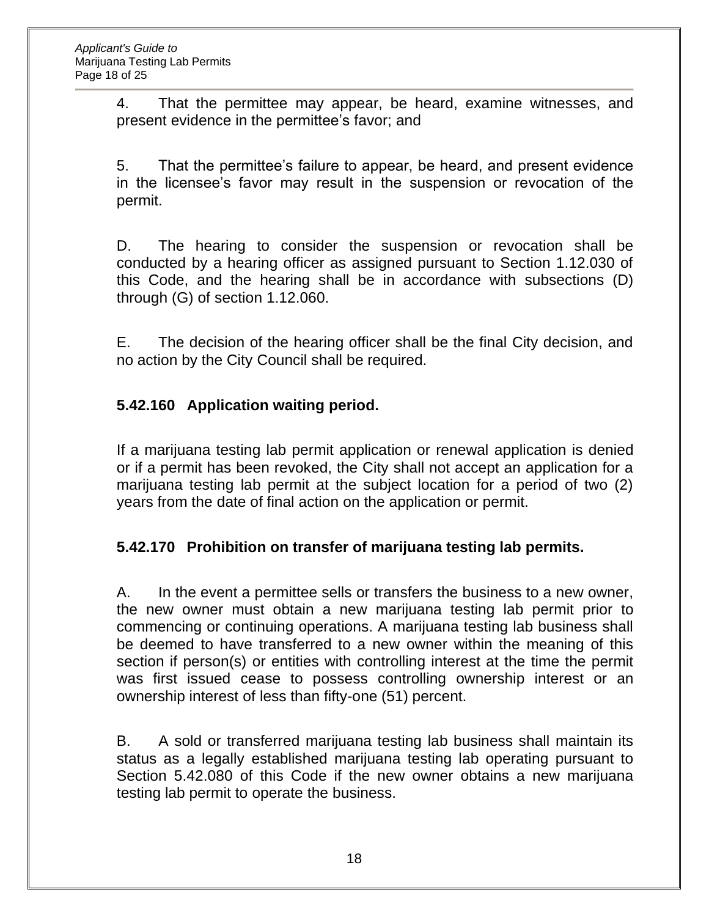4. That the permittee may appear, be heard, examine witnesses, and present evidence in the permittee's favor; and

5. That the permittee's failure to appear, be heard, and present evidence in the licensee's favor may result in the suspension or revocation of the permit.

D. The hearing to consider the suspension or revocation shall be conducted by a hearing officer as assigned pursuant to Section 1.12.030 of this Code, and the hearing shall be in accordance with subsections (D) through (G) of section 1.12.060.

E. The decision of the hearing officer shall be the final City decision, and no action by the City Council shall be required.

### 5.42.160 Application waiting period.

If a marijuana testing lab permit application or renewal application is denied or if a permit has been revoked, the City shall not accept an application for a marijuana testing lab permit at the subject location for a period of two (2) years from the date of final action on the application or permit.

### 5.42.170 Prohibition on transfer of marijuana testing lab permits.

A. In the event a permittee sells or transfers the business to a new owner, the new owner must obtain a new marijuana testing lab permit prior to commencing or continuing operations. A marijuana testing lab business shall be deemed to have transferred to a new owner within the meaning of this section if person(s) or entities with controlling interest at the time the permit was first issued cease to possess controlling ownership interest or an ownership interest of less than fifty-one (51) percent.

B. A sold or transferred marijuana testing lab business shall maintain its status as a legally established marijuana testing lab operating pursuant to Section 5.42.080 of this Code if the new owner obtains a new marijuana testing lab permit to operate the business.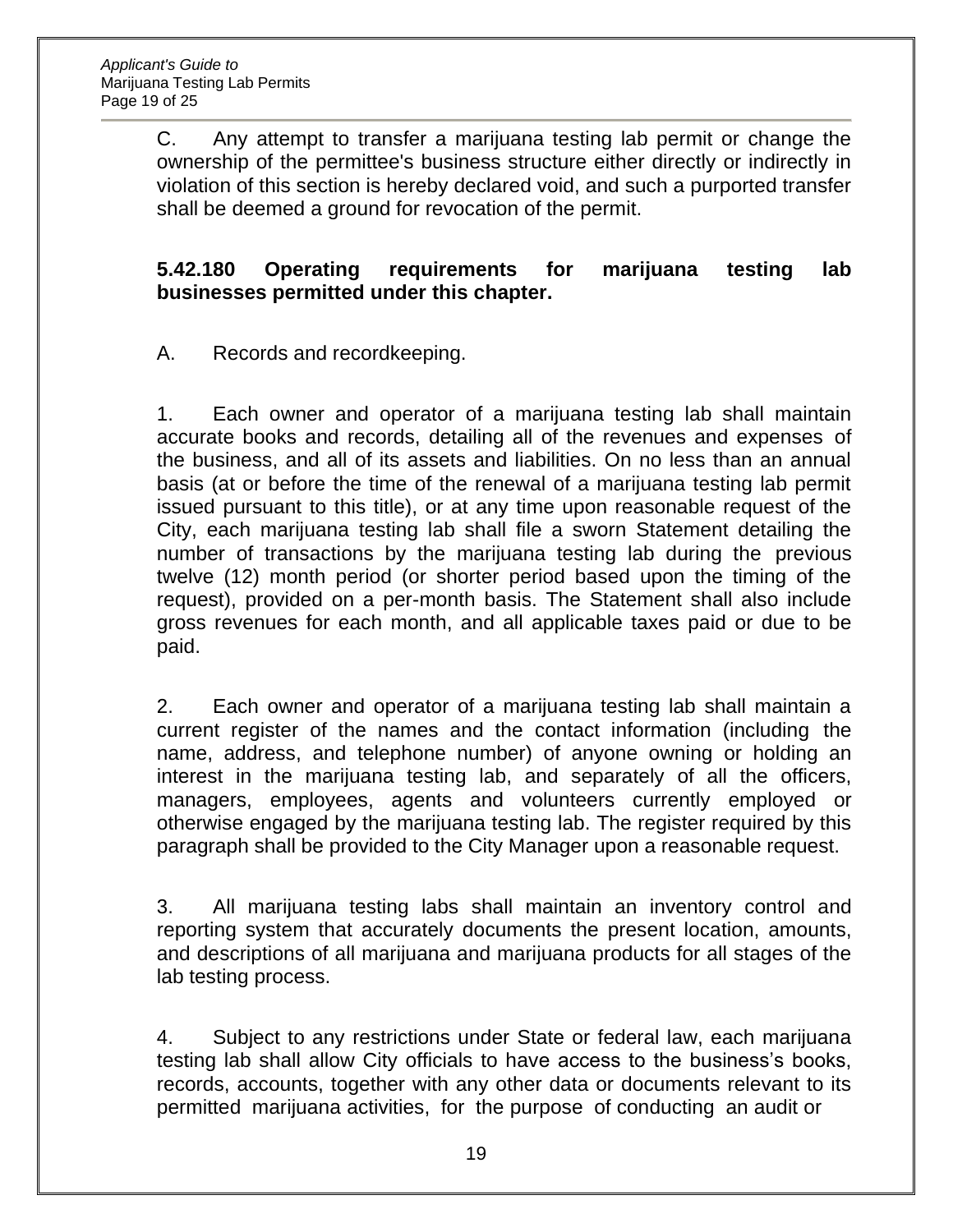C. Any attempt to transfer a marijuana testing lab permit or change the ownership of the permittee's business structure either directly or indirectly in violation of this section is hereby declared void, and such a purported transfer shall be deemed a ground for revocation of the permit.

**5.42.180 Operating requirements for marijuana testing lab businesses permitted under this chapter.**

A. Records and recordkeeping.

1. Each owner and operator of a marijuana testing lab shall maintain accurate books and records, detailing all of the revenues and expenses of the business, and all of its assets and liabilities. On no less than an annual basis (at or before the time of the renewal of a marijuana testing lab permit issued pursuant to this title), or at any time upon reasonable request of the City, each marijuana testing lab shall file a sworn Statement detailing the number of transactions by the marijuana testing lab during the previous twelve (12) month period (or shorter period based upon the timing of the request), provided on a per-month basis. The Statement shall also include gross revenues for each month, and all applicable taxes paid or due to be paid.

2. Each owner and operator of a marijuana testing lab shall maintain a current register of the names and the contact information (including the name, address, and telephone number) of anyone owning or holding an interest in the marijuana testing lab, and separately of all the officers, managers, employees, agents and volunteers currently employed or otherwise engaged by the marijuana testing lab. The register required by this paragraph shall be provided to the City Manager upon a reasonable request.

3. All marijuana testing labs shall maintain an inventory control and reporting system that accurately documents the present location, amounts, and descriptions of all marijuana and marijuana products for all stages of the lab testing process.

4. Subject to any restrictions under State or federal law, each marijuana testing lab shall allow City officials to have access to the business's books, records, accounts, together with any other data or documents relevant to its permitted marijuana activities, for the purpose of conducting an audit or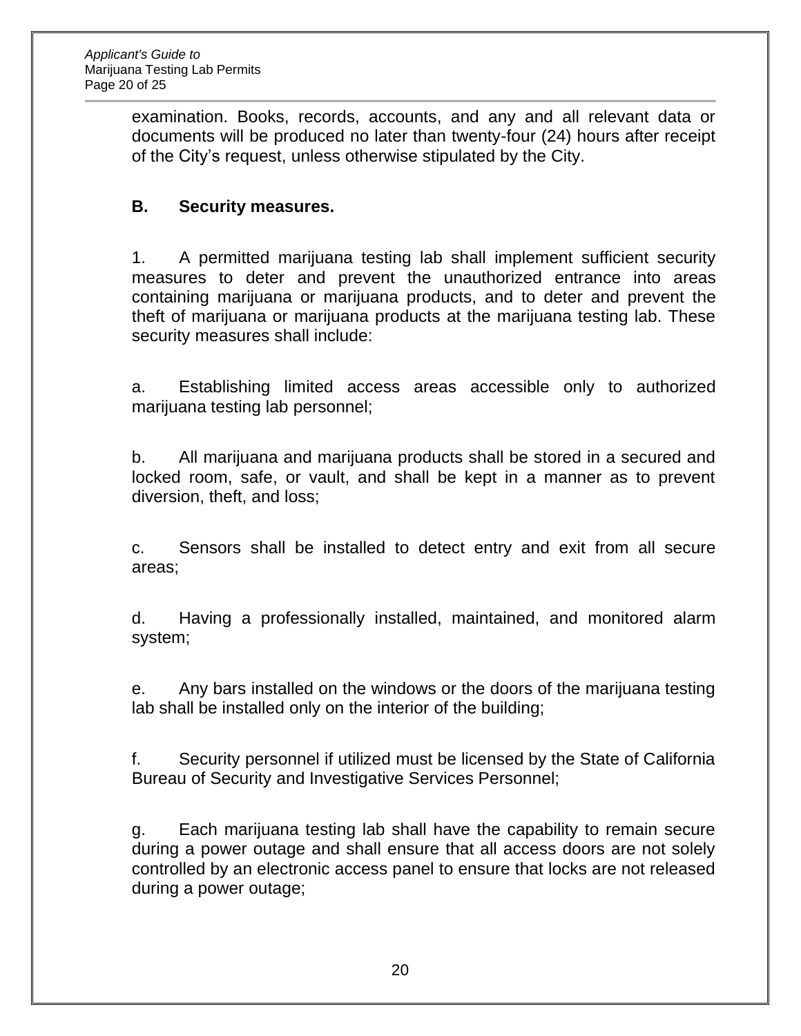examination. Books, records, accounts, and any and all relevant data or documents will be produced no later than twenty-four (24) hours after receipt of the City's request, unless otherwise stipulated by the City.

**B. Security measures.**

1. A permitted marijuana testing lab shall implement sufficient security measures to deter and prevent the unauthorized entrance into areas containing marijuana or marijuana products, and to deter and prevent the theft of marijuana or marijuana products at the marijuana testing lab. These security measures shall include:

a. Establishing limited access areas accessible only to authorized marijuana testing lab personnel;

b. All marijuana and marijuana products shall be stored in a secured and locked room, safe, or vault, and shall be kept in a manner as to prevent diversion, theft, and loss;

c. Sensors shall be installed to detect entry and exit from all secure areas;

d. Having a professionally installed, maintained, and monitored alarm system;

e. Any bars installed on the windows or the doors of the marijuana testing lab shall be installed only on the interior of the building;

f. Security personnel if utilized must be licensed by the State of California Bureau of Security and Investigative Services Personnel;

g. Each marijuana testing lab shall have the capability to remain secure during a power outage and shall ensure that all access doors are not solely controlled by an electronic access panel to ensure that locks are not released during a power outage;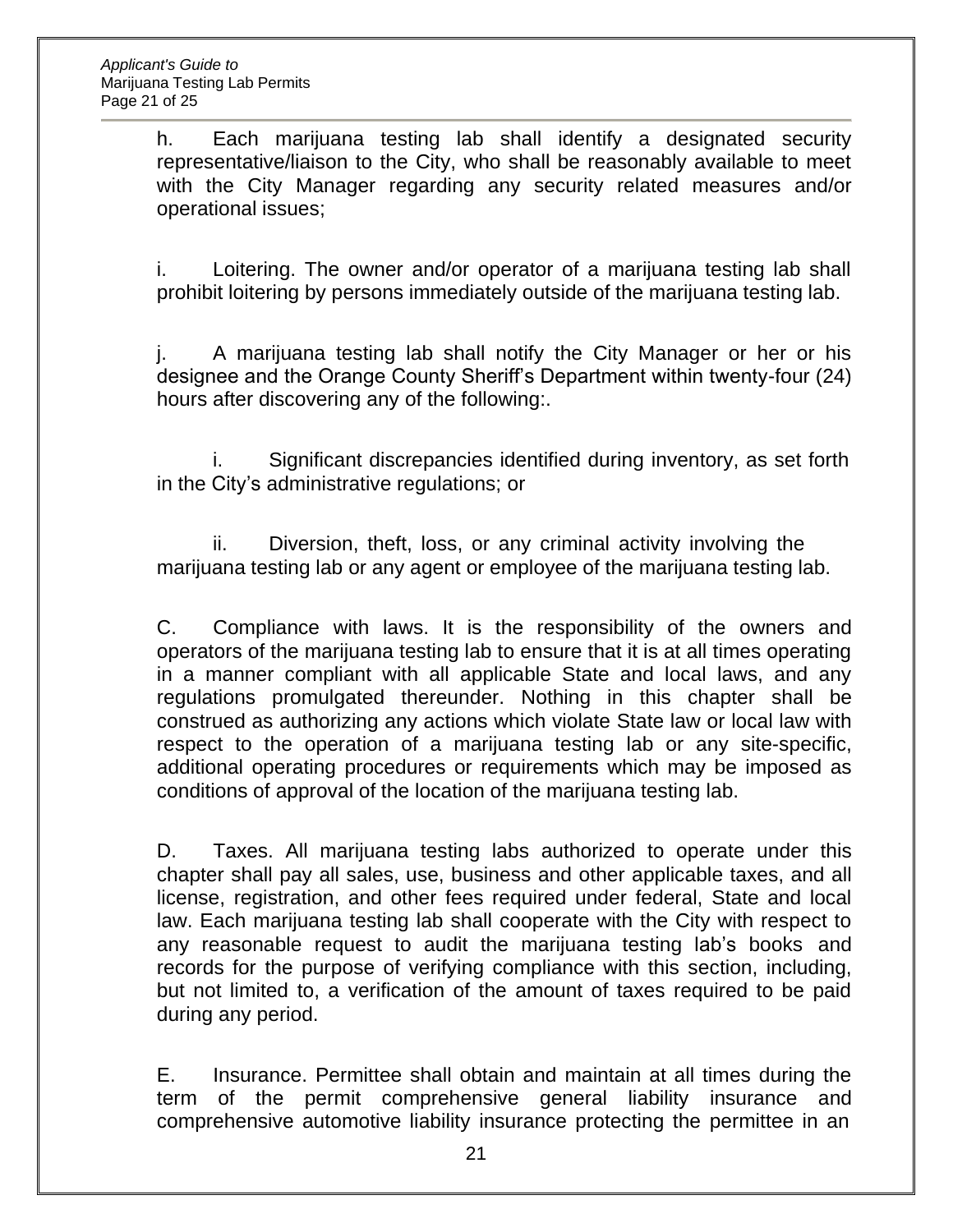h. Each marijuana testing lab shall identify a designated security representative/liaison to the City, who shall be reasonably available to meet with the City Manager regarding any security related measures and/or operational issues;

i. Loitering. The owner and/or operator of a marijuana testing lab shall prohibit loitering by persons immediately outside of the marijuana testing lab.

j. A marijuana testing lab shall notify the City Manager or her or his designee and the Orange County Sheriff's Department within twenty-four (24) hours after discovering any of the following:.

i. Significant discrepancies identified during inventory, as set forth in the City's administrative regulations; or

ii. Diversion, theft, loss, or any criminal activity involving the marijuana testing lab or any agent or employee of the marijuana testing lab.

C. Compliance with laws. It is the responsibility of the owners and operators of the marijuana testing lab to ensure that it is at all times operating in a manner compliant with all applicable State and local laws, and any regulations promulgated thereunder. Nothing in this chapter shall be construed as authorizing any actions which violate State law or local law with respect to the operation of a marijuana testing lab or any site-specific, additional operating procedures or requirements which may be imposed as conditions of approval of the location of the marijuana testing lab.

D. Taxes. All marijuana testing labs authorized to operate under this chapter shall pay all sales, use, business and other applicable taxes, and all license, registration, and other fees required under federal, State and local law. Each marijuana testing lab shall cooperate with the City with respect to any reasonable request to audit the marijuana testing lab's books and records for the purpose of verifying compliance with this section, including, but not limited to, a verification of the amount of taxes required to be paid during any period.

E. Insurance. Permittee shall obtain and maintain at all times during the term of the permit comprehensive general liability insurance and comprehensive automotive liability insurance protecting the permittee in an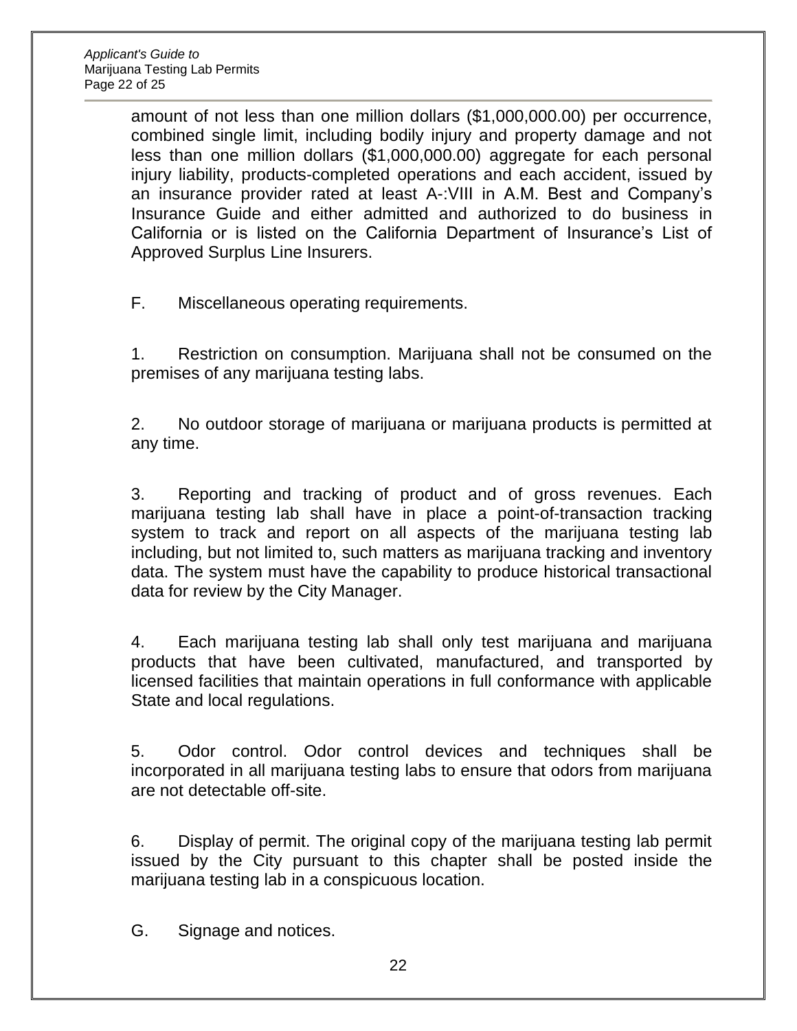amount of not less than one million dollars ($1,000,000.00) per occurrence, combined single limit, including bodily injury and property damage and not less than one million dollars ($1,000,000.00) aggregate for each personal injury liability, products-completed operations and each accident, issued by an insurance provider rated at least A-:VIII in A.M. Best and Company's Insurance Guide and either admitted and authorized to do business in California or is listed on the California Department of Insurance's List of Approved Surplus Line Insurers.

F. Miscellaneous operating requirements.

1. Restriction on consumption. Marijuana shall not be consumed on the premises of any marijuana testing labs.

2. No outdoor storage of marijuana or marijuana products is permitted at any time.

3. Reporting and tracking of product and of gross revenues. Each marijuana testing lab shall have in place a point-of-transaction tracking system to track and report on all aspects of the marijuana testing lab including, but not limited to, such matters as marijuana tracking and inventory data. The system must have the capability to produce historical transactional data for review by the City Manager.

4. Each marijuana testing lab shall only test marijuana and marijuana products that have been cultivated, manufactured, and transported by licensed facilities that maintain operations in full conformance with applicable State and local regulations.

5. Odor control. Odor control devices and techniques shall be incorporated in all marijuana testing labs to ensure that odors from marijuana are not detectable off-site.

6. Display of permit. The original copy of the marijuana testing lab permit issued by the City pursuant to this chapter shall be posted inside the marijuana testing lab in a conspicuous location.

G. Signage and notices.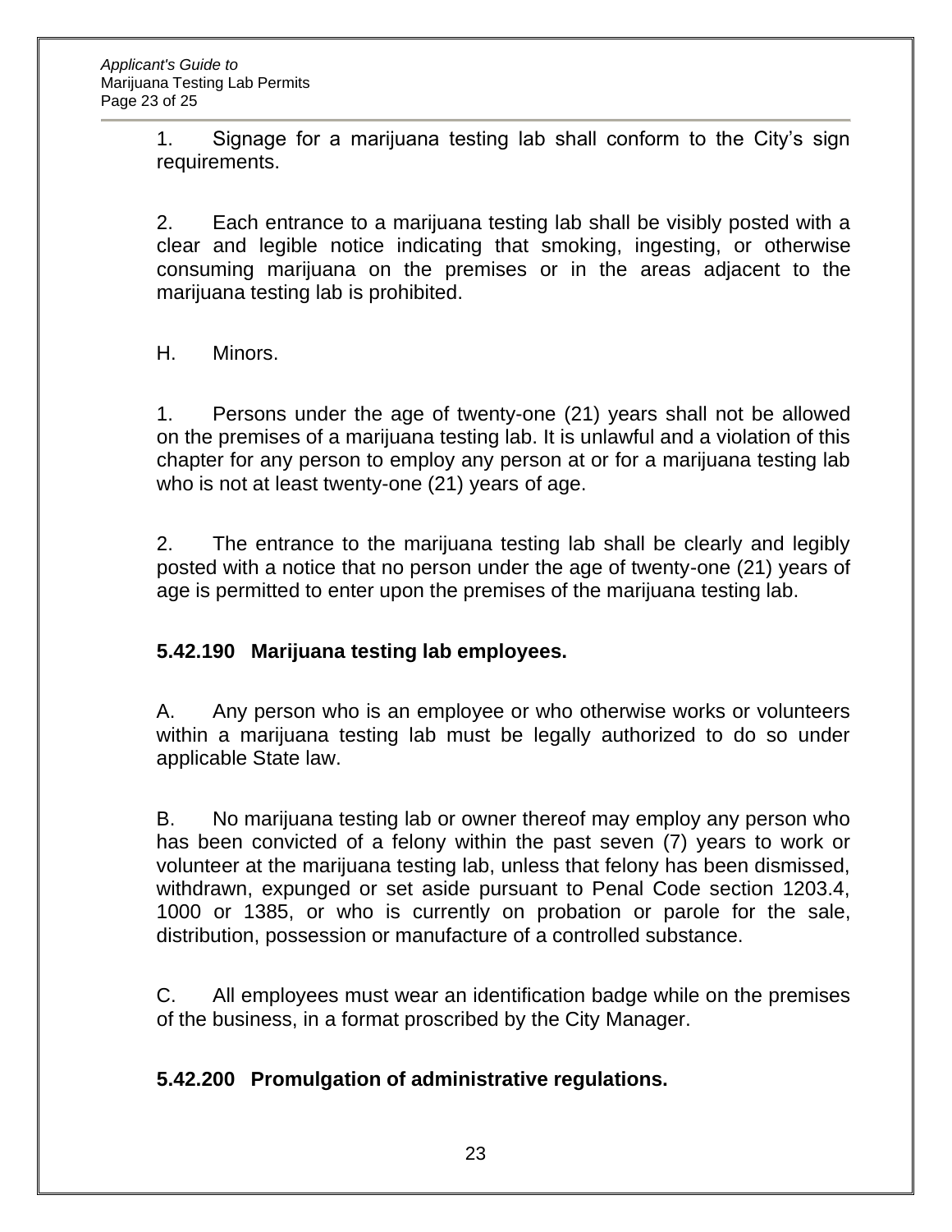1. Signage for a marijuana testing lab shall conform to the City's sign requirements.

2. Each entrance to a marijuana testing lab shall be visibly posted with a clear and legible notice indicating that smoking, ingesting, or otherwise consuming marijuana on the premises or in the areas adjacent to the marijuana testing lab is prohibited.

H. Minors.

1. Persons under the age of twenty-one (21) years shall not be allowed on the premises of a marijuana testing lab. It is unlawful and a violation of this chapter for any person to employ any person at or for a marijuana testing lab who is not at least twenty-one (21) years of age.

2. The entrance to the marijuana testing lab shall be clearly and legibly posted with a notice that no person under the age of twenty-one (21) years of age is permitted to enter upon the premises of the marijuana testing lab.

**5.42.190 Marijuana testing lab employees.**

A. Any person who is an employee or who otherwise works or volunteers within a marijuana testing lab must be legally authorized to do so under applicable State law.

B. No marijuana testing lab or owner thereof may employ any person who has been convicted of a felony within the past seven (7) years to work or volunteer at the marijuana testing lab, unless that felony has been dismissed, withdrawn, expunged or set aside pursuant to Penal Code section 1203.4, 1000 or 1385, or who is currently on probation or parole for the sale, distribution, possession or manufacture of a controlled substance.

C. All employees must wear an identification badge while on the premises of the business, in a format proscribed by the City Manager.

**5.42.200 Promulgation of administrative regulations.**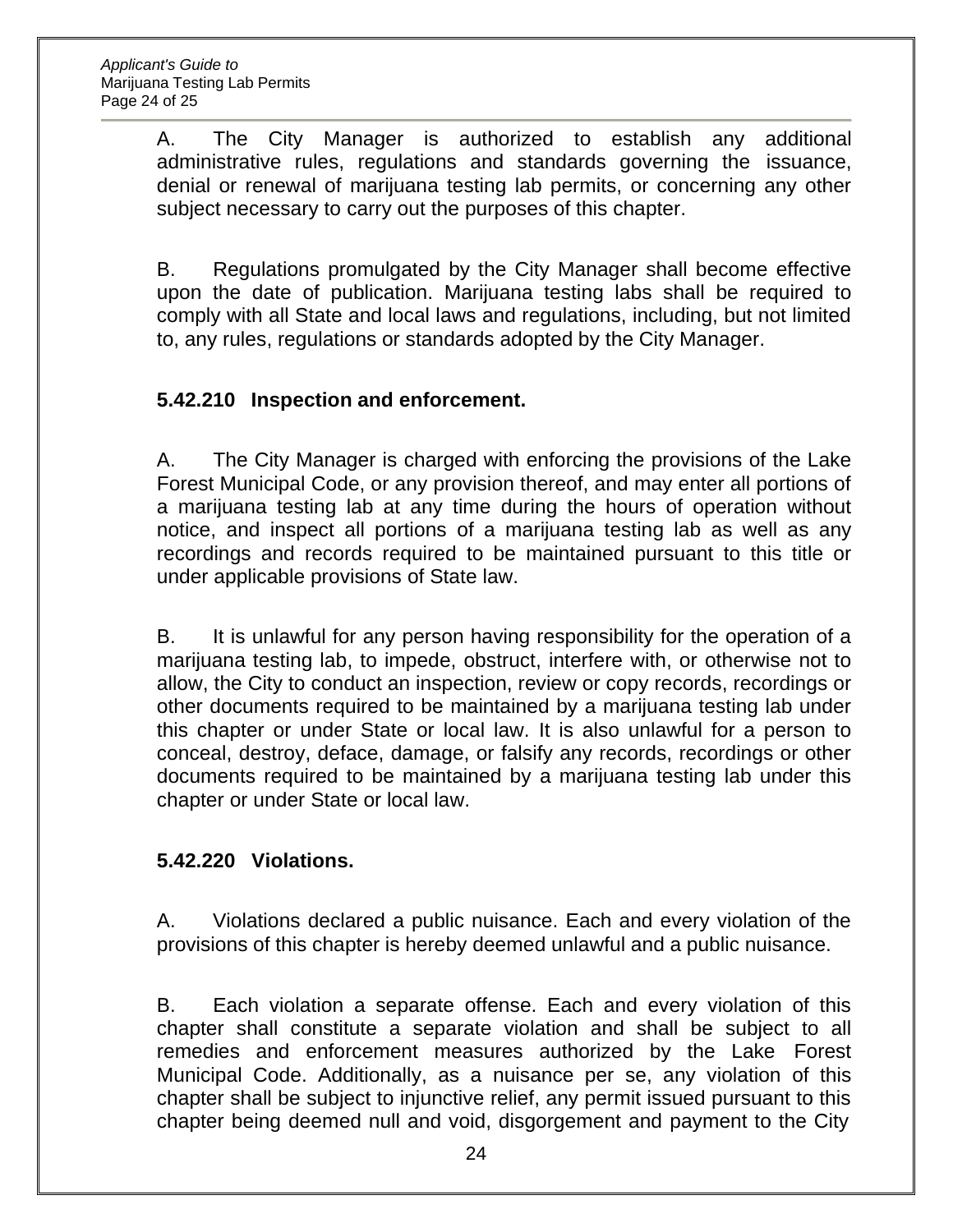A. The City Manager is authorized to establish any additional administrative rules, regulations and standards governing the issuance, denial or renewal of marijuana testing lab permits, or concerning any other subject necessary to carry out the purposes of this chapter.

B. Regulations promulgated by the City Manager shall become effective upon the date of publication. Marijuana testing labs shall be required to comply with all State and local laws and regulations, including, but not limited to, any rules, regulations or standards adopted by the City Manager.

### 5.42.210 Inspection and enforcement.

A. The City Manager is charged with enforcing the provisions of the Lake Forest Municipal Code, or any provision thereof, and may enter all portions of a marijuana testing lab at any time during the hours of operation without notice, and inspect all portions of a marijuana testing lab as well as any recordings and records required to be maintained pursuant to this title or under applicable provisions of State law.

B. It is unlawful for any person having responsibility for the operation of a marijuana testing lab, to impede, obstruct, interfere with, or otherwise not to allow, the City to conduct an inspection, review or copy records, recordings or other documents required to be maintained by a marijuana testing lab under this chapter or under State or local law. It is also unlawful for a person to conceal, destroy, deface, damage, or falsify any records, recordings or other documents required to be maintained by a marijuana testing lab under this chapter or under State or local law.

### 5.42.220 Violations.

A. Violations declared a public nuisance. Each and every violation of the provisions of this chapter is hereby deemed unlawful and a public nuisance.

B. Each violation a separate offense. Each and every violation of this chapter shall constitute a separate violation and shall be subject to all remedies and enforcement measures authorized by the Lake Forest Municipal Code. Additionally, as a nuisance per se, any violation of this chapter shall be subject to injunctive relief, any permit issued pursuant to this chapter being deemed null and void, disgorgement and payment to the City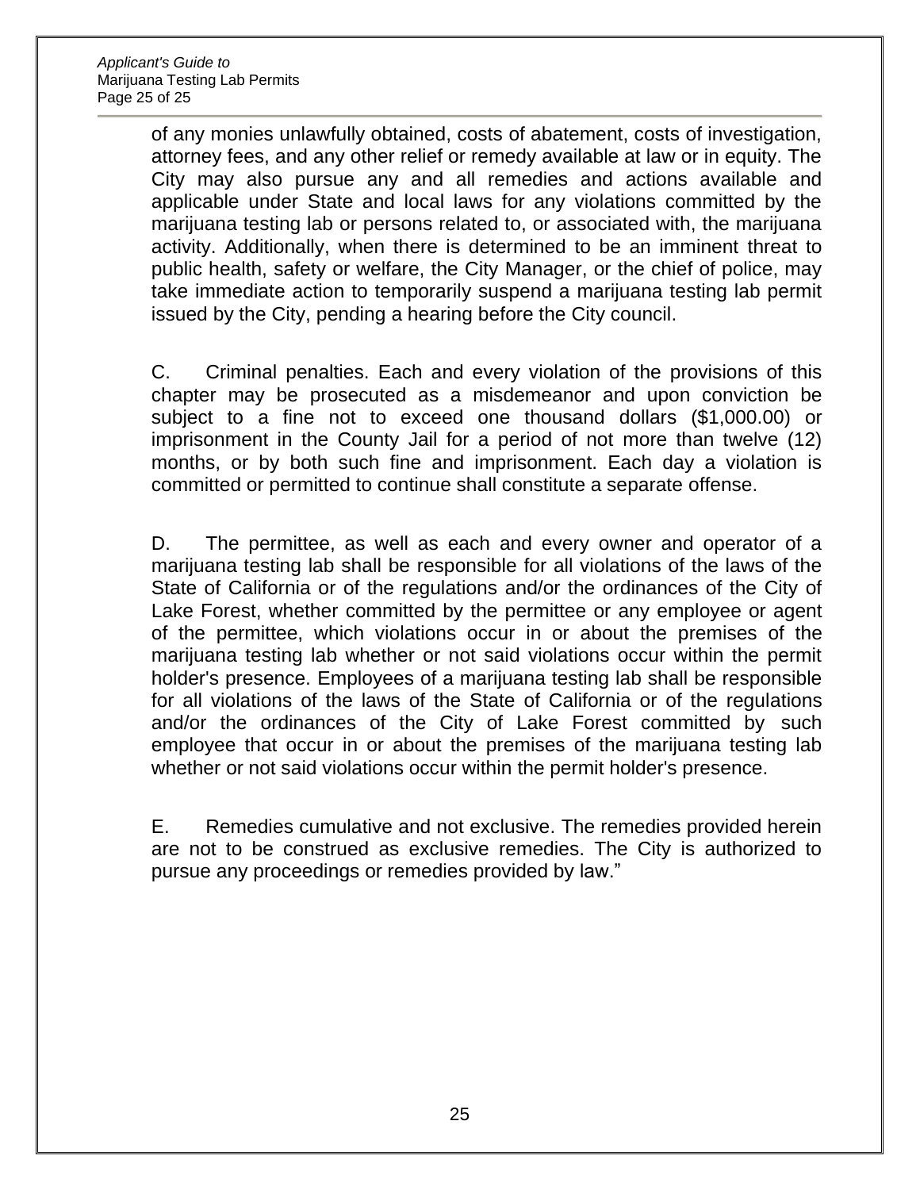of any monies unlawfully obtained, costs of abatement, costs of investigation, attorney fees, and any other relief or remedy available at law or in equity. The City may also pursue any and all remedies and actions available and applicable under State and local laws for any violations committed by the marijuana testing lab or persons related to, or associated with, the marijuana activity. Additionally, when there is determined to be an imminent threat to public health, safety or welfare, the City Manager, or the chief of police, may take immediate action to temporarily suspend a marijuana testing lab permit issued by the City, pending a hearing before the City council.

C. Criminal penalties. Each and every violation of the provisions of this chapter may be prosecuted as a misdemeanor and upon conviction be subject to a fine not to exceed one thousand dollars ($1,000.00) or imprisonment in the County Jail for a period of not more than twelve (12) months, or by both such fine and imprisonment. Each day a violation is committed or permitted to continue shall constitute a separate offense.

D. The permittee, as well as each and every owner and operator of a marijuana testing lab shall be responsible for all violations of the laws of the State of California or of the regulations and/or the ordinances of the City of Lake Forest, whether committed by the permittee or any employee or agent of the permittee, which violations occur in or about the premises of the marijuana testing lab whether or not said violations occur within the permit holder's presence. Employees of a marijuana testing lab shall be responsible for all violations of the laws of the State of California or of the regulations and/or the ordinances of the City of Lake Forest committed by such employee that occur in or about the premises of the marijuana testing lab whether or not said violations occur within the permit holder's presence.

E. Remedies cumulative and not exclusive. The remedies provided herein are not to be construed as exclusive remedies. The City is authorized to pursue any proceedings or remedies provided by law."